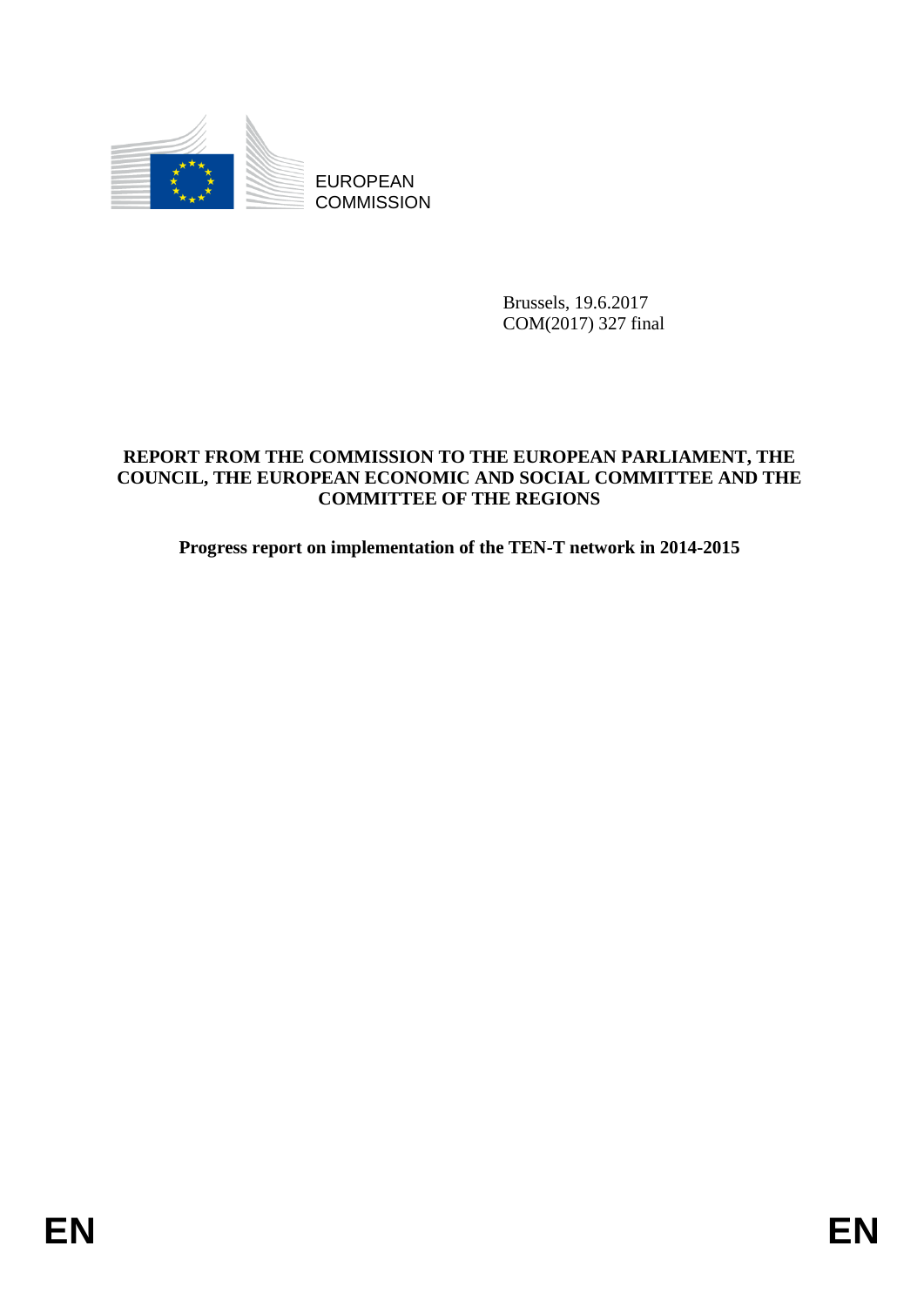EUROPEAN COMMISSION

Brussels, 19.6.2017
COM(2017) 327 final

**REPORT FROM THE COMMISSION TO THE EUROPEAN PARLIAMENT, THE COUNCIL, THE EUROPEAN ECONOMIC AND SOCIAL COMMITTEE AND THE COMMITTEE OF THE REGIONS**

**Progress report on implementation of the TEN-T network in 2014-2015**

EN EN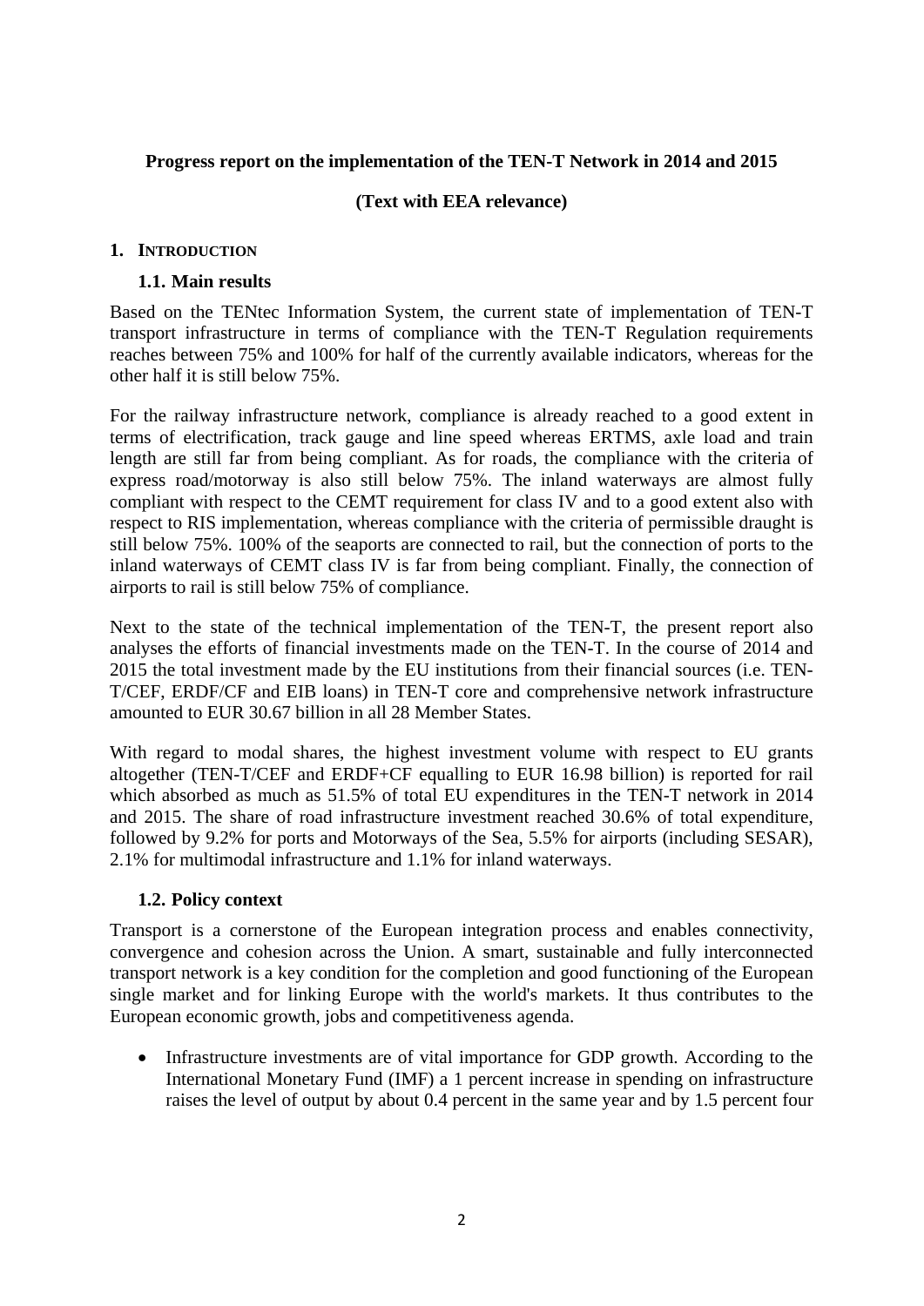**Progress report on the implementation of the TEN-T Network in 2014 and 2015**

**(Text with EEA relevance)**

# 1. INTRODUCTION

## 1.1. Main results

Based on the TENtec Information System, the current state of implementation of TEN-T transport infrastructure in terms of compliance with the TEN-T Regulation requirements reaches between 75% and 100% for half of the currently available indicators, whereas for the other half it is still below 75%.

For the railway infrastructure network, compliance is already reached to a good extent in terms of electrification, track gauge and line speed whereas ERTMS, axle load and train length are still far from being compliant. As for roads, the compliance with the criteria of express road/motorway is also still below 75%. The inland waterways are almost fully compliant with respect to the CEMT requirement for class IV and to a good extent also with respect to RIS implementation, whereas compliance with the criteria of permissible draught is still below 75%. 100% of the seaports are connected to rail, but the connection of ports to the inland waterways of CEMT class IV is far from being compliant. Finally, the connection of airports to rail is still below 75% of compliance.

Next to the state of the technical implementation of the TEN-T, the present report also analyses the efforts of financial investments made on the TEN-T. In the course of 2014 and 2015 the total investment made by the EU institutions from their financial sources (i.e. TEN-T/CEF, ERDF/CF and EIB loans) in TEN-T core and comprehensive network infrastructure amounted to EUR 30.67 billion in all 28 Member States.

With regard to modal shares, the highest investment volume with respect to EU grants altogether (TEN-T/CEF and ERDF+CF equalling to EUR 16.98 billion) is reported for rail which absorbed as much as 51.5% of total EU expenditures in the TEN-T network in 2014 and 2015. The share of road infrastructure investment reached 30.6% of total expenditure, followed by 9.2% for ports and Motorways of the Sea, 5.5% for airports (including SESAR), 2.1% for multimodal infrastructure and 1.1% for inland waterways.

## 1.2. Policy context

Transport is a cornerstone of the European integration process and enables connectivity, convergence and cohesion across the Union. A smart, sustainable and fully interconnected transport network is a key condition for the completion and good functioning of the European single market and for linking Europe with the world's markets. It thus contributes to the European economic growth, jobs and competitiveness agenda.

- Infrastructure investments are of vital importance for GDP growth. According to the International Monetary Fund (IMF) a 1 percent increase in spending on infrastructure raises the level of output by about 0.4 percent in the same year and by 1.5 percent four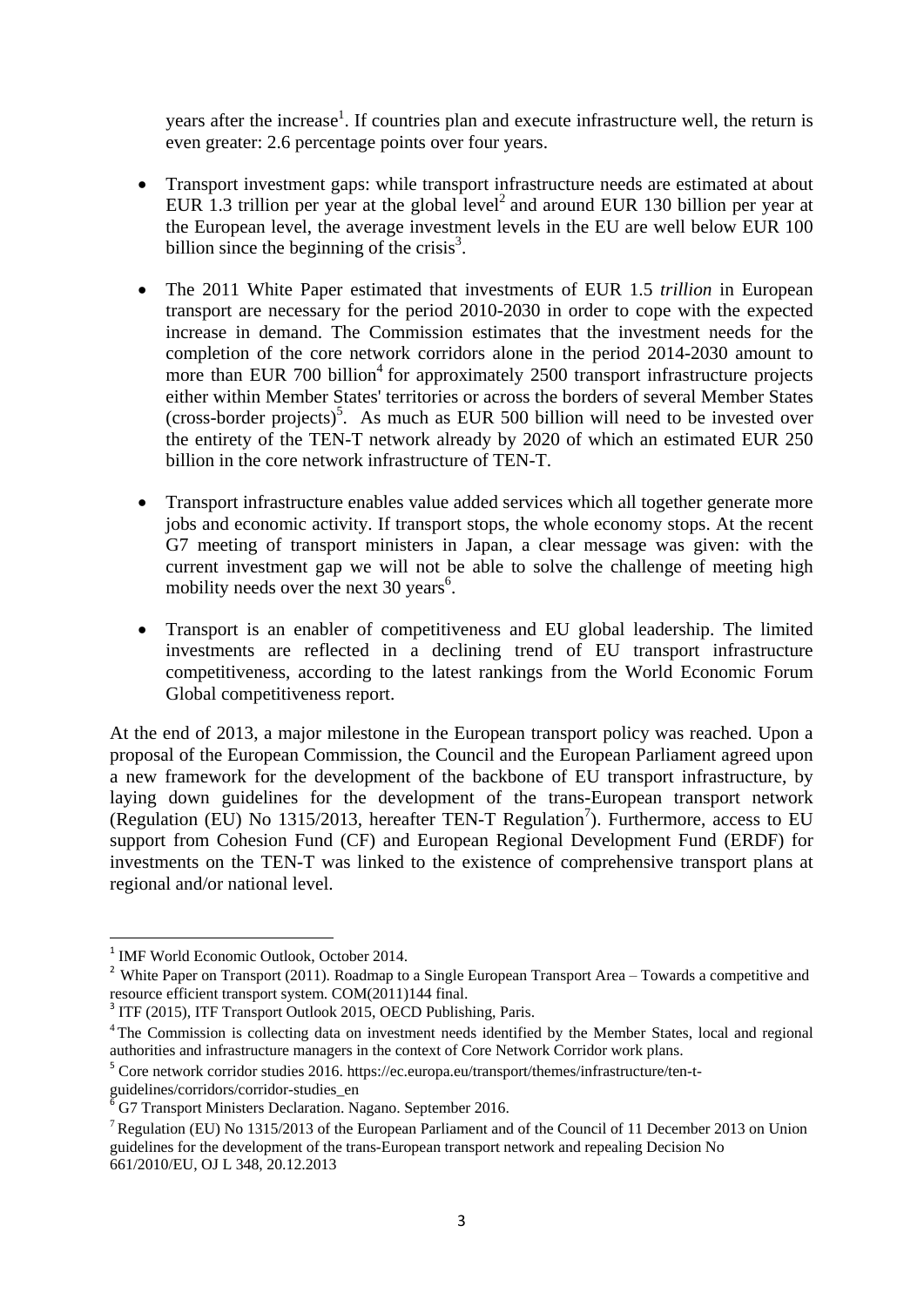years after the increase[1]. If countries plan and execute infrastructure well, the return is even greater: 2.6 percentage points over four years.

- Transport investment gaps: while transport infrastructure needs are estimated at about EUR 1.3 trillion per year at the global level[2] and around EUR 130 billion per year at the European level, the average investment levels in the EU are well below EUR 100 billion since the beginning of the crisis[3].

- The 2011 White Paper estimated that investments of EUR 1.5 *trillion* in European transport are necessary for the period 2010-2030 in order to cope with the expected increase in demand. The Commission estimates that the investment needs for the completion of the core network corridors alone in the period 2014-2030 amount to more than EUR 700 billion[4] for approximately 2500 transport infrastructure projects either within Member States' territories or across the borders of several Member States (cross-border projects)[5]. As much as EUR 500 billion will need to be invested over the entirety of the TEN-T network already by 2020 of which an estimated EUR 250 billion in the core network infrastructure of TEN-T.

- Transport infrastructure enables value added services which all together generate more jobs and economic activity. If transport stops, the whole economy stops. At the recent G7 meeting of transport ministers in Japan, a clear message was given: with the current investment gap we will not be able to solve the challenge of meeting high mobility needs over the next 30 years[6].

- Transport is an enabler of competitiveness and EU global leadership. The limited investments are reflected in a declining trend of EU transport infrastructure competitiveness, according to the latest rankings from the World Economic Forum Global competitiveness report.

At the end of 2013, a major milestone in the European transport policy was reached. Upon a proposal of the European Commission, the Council and the European Parliament agreed upon a new framework for the development of the backbone of EU transport infrastructure, by laying down guidelines for the development of the trans-European transport network (Regulation (EU) No 1315/2013, hereafter TEN-T Regulation[7]). Furthermore, access to EU support from Cohesion Fund (CF) and European Regional Development Fund (ERDF) for investments on the TEN-T was linked to the existence of comprehensive transport plans at regional and/or national level.

---

[1] IMF World Economic Outlook, October 2014.

[2] White Paper on Transport (2011). Roadmap to a Single European Transport Area – Towards a competitive and resource efficient transport system. COM(2011)144 final.

[3] ITF (2015), ITF Transport Outlook 2015, OECD Publishing, Paris.

[4] The Commission is collecting data on investment needs identified by the Member States, local and regional authorities and infrastructure managers in the context of Core Network Corridor work plans.

[5] Core network corridor studies 2016. https://ec.europa.eu/transport/themes/infrastructure/ten-t-guidelines/corridors/corridor-studies_en

[6] G7 Transport Ministers Declaration. Nagano. September 2016.

[7] Regulation (EU) No 1315/2013 of the European Parliament and of the Council of 11 December 2013 on Union guidelines for the development of the trans-European transport network and repealing Decision No 661/2010/EU, OJ L 348, 20.12.2013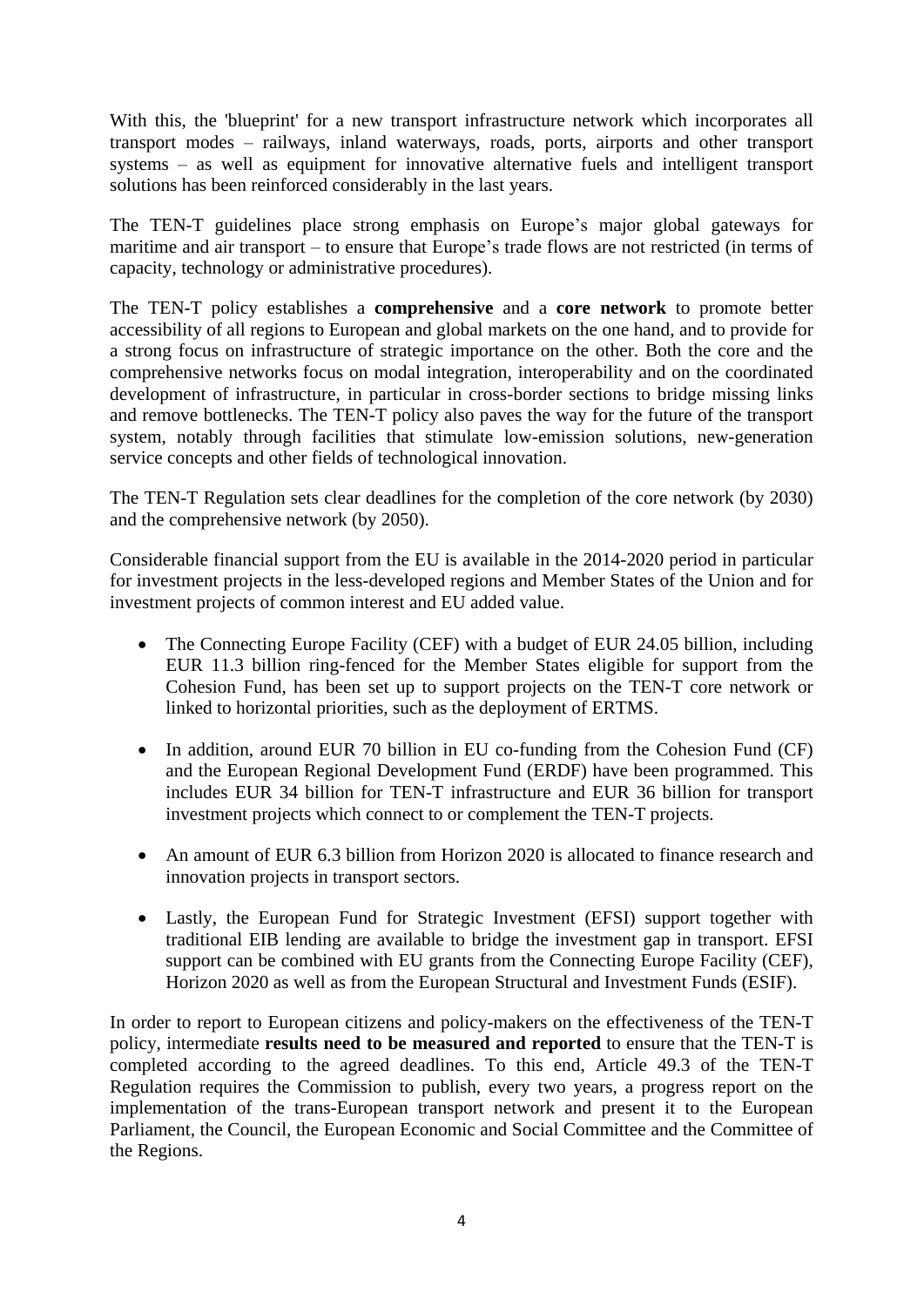With this, the 'blueprint' for a new transport infrastructure network which incorporates all transport modes – railways, inland waterways, roads, ports, airports and other transport systems – as well as equipment for innovative alternative fuels and intelligent transport solutions has been reinforced considerably in the last years.

The TEN-T guidelines place strong emphasis on Europe's major global gateways for maritime and air transport – to ensure that Europe's trade flows are not restricted (in terms of capacity, technology or administrative procedures).

The TEN-T policy establishes a **comprehensive** and a **core network** to promote better accessibility of all regions to European and global markets on the one hand, and to provide for a strong focus on infrastructure of strategic importance on the other. Both the core and the comprehensive networks focus on modal integration, interoperability and on the coordinated development of infrastructure, in particular in cross-border sections to bridge missing links and remove bottlenecks. The TEN-T policy also paves the way for the future of the transport system, notably through facilities that stimulate low-emission solutions, new-generation service concepts and other fields of technological innovation.

The TEN-T Regulation sets clear deadlines for the completion of the core network (by 2030) and the comprehensive network (by 2050).

Considerable financial support from the EU is available in the 2014-2020 period in particular for investment projects in the less-developed regions and Member States of the Union and for investment projects of common interest and EU added value.

- The Connecting Europe Facility (CEF) with a budget of EUR 24.05 billion, including EUR 11.3 billion ring-fenced for the Member States eligible for support from the Cohesion Fund, has been set up to support projects on the TEN-T core network or linked to horizontal priorities, such as the deployment of ERTMS.

- In addition, around EUR 70 billion in EU co-funding from the Cohesion Fund (CF) and the European Regional Development Fund (ERDF) have been programmed. This includes EUR 34 billion for TEN-T infrastructure and EUR 36 billion for transport investment projects which connect to or complement the TEN-T projects.

- An amount of EUR 6.3 billion from Horizon 2020 is allocated to finance research and innovation projects in transport sectors.

- Lastly, the European Fund for Strategic Investment (EFSI) support together with traditional EIB lending are available to bridge the investment gap in transport. EFSI support can be combined with EU grants from the Connecting Europe Facility (CEF), Horizon 2020 as well as from the European Structural and Investment Funds (ESIF).

In order to report to European citizens and policy-makers on the effectiveness of the TEN-T policy, intermediate **results need to be measured and reported** to ensure that the TEN-T is completed according to the agreed deadlines. To this end, Article 49.3 of the TEN-T Regulation requires the Commission to publish, every two years, a progress report on the implementation of the trans-European transport network and present it to the European Parliament, the Council, the European Economic and Social Committee and the Committee of the Regions.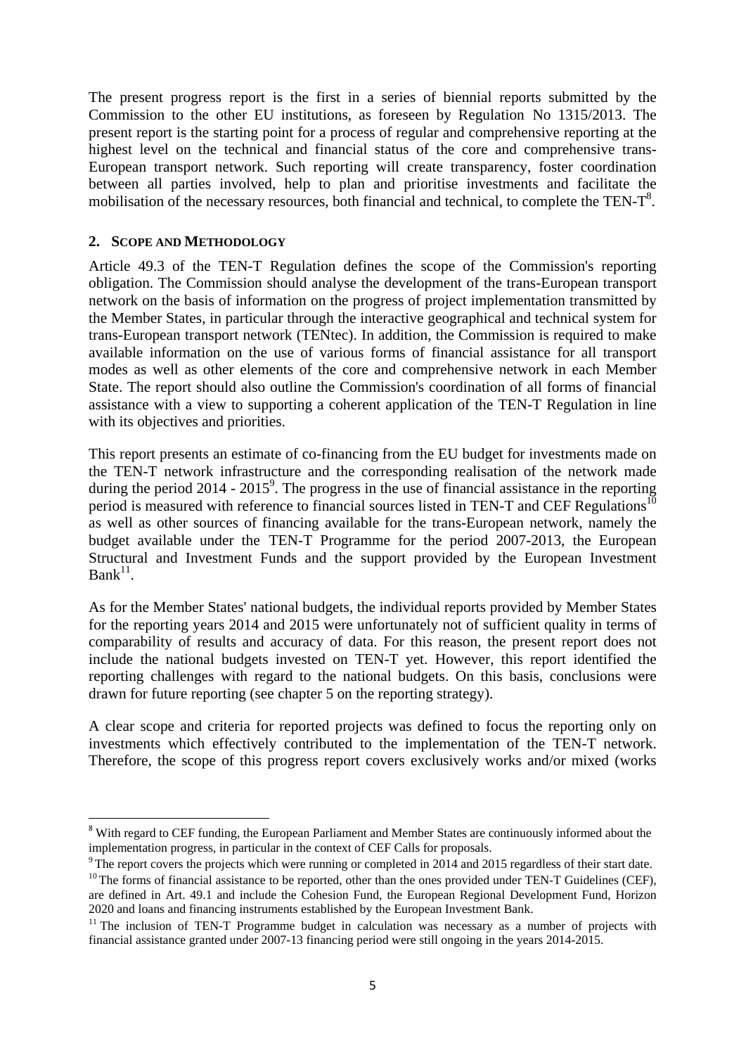The present progress report is the first in a series of biennial reports submitted by the Commission to the other EU institutions, as foreseen by Regulation No 1315/2013. The present report is the starting point for a process of regular and comprehensive reporting at the highest level on the technical and financial status of the core and comprehensive trans-European transport network. Such reporting will create transparency, foster coordination between all parties involved, help to plan and prioritise investments and facilitate the mobilisation of the necessary resources, both financial and technical, to complete the TEN-T[8].

## 2. SCOPE AND METHODOLOGY

Article 49.3 of the TEN-T Regulation defines the scope of the Commission's reporting obligation. The Commission should analyse the development of the trans-European transport network on the basis of information on the progress of project implementation transmitted by the Member States, in particular through the interactive geographical and technical system for trans-European transport network (TENtec). In addition, the Commission is required to make available information on the use of various forms of financial assistance for all transport modes as well as other elements of the core and comprehensive network in each Member State. The report should also outline the Commission's coordination of all forms of financial assistance with a view to supporting a coherent application of the TEN-T Regulation in line with its objectives and priorities.

This report presents an estimate of co-financing from the EU budget for investments made on the TEN-T network infrastructure and the corresponding realisation of the network made during the period 2014 - 2015[9]. The progress in the use of financial assistance in the reporting period is measured with reference to financial sources listed in TEN-T and CEF Regulations[10] as well as other sources of financing available for the trans-European network, namely the budget available under the TEN-T Programme for the period 2007-2013, the European Structural and Investment Funds and the support provided by the European Investment Bank[11].

As for the Member States' national budgets, the individual reports provided by Member States for the reporting years 2014 and 2015 were unfortunately not of sufficient quality in terms of comparability of results and accuracy of data. For this reason, the present report does not include the national budgets invested on TEN-T yet. However, this report identified the reporting challenges with regard to the national budgets. On this basis, conclusions were drawn for future reporting (see chapter 5 on the reporting strategy).

A clear scope and criteria for reported projects was defined to focus the reporting only on investments which effectively contributed to the implementation of the TEN-T network. Therefore, the scope of this progress report covers exclusively works and/or mixed (works

---

[8] With regard to CEF funding, the European Parliament and Member States are continuously informed about the implementation progress, in particular in the context of CEF Calls for proposals.

[9] The report covers the projects which were running or completed in 2014 and 2015 regardless of their start date.

[10] The forms of financial assistance to be reported, other than the ones provided under TEN-T Guidelines (CEF), are defined in Art. 49.1 and include the Cohesion Fund, the European Regional Development Fund, Horizon 2020 and loans and financing instruments established by the European Investment Bank.

[11] The inclusion of TEN-T Programme budget in calculation was necessary as a number of projects with financial assistance granted under 2007-13 financing period were still ongoing in the years 2014-2015.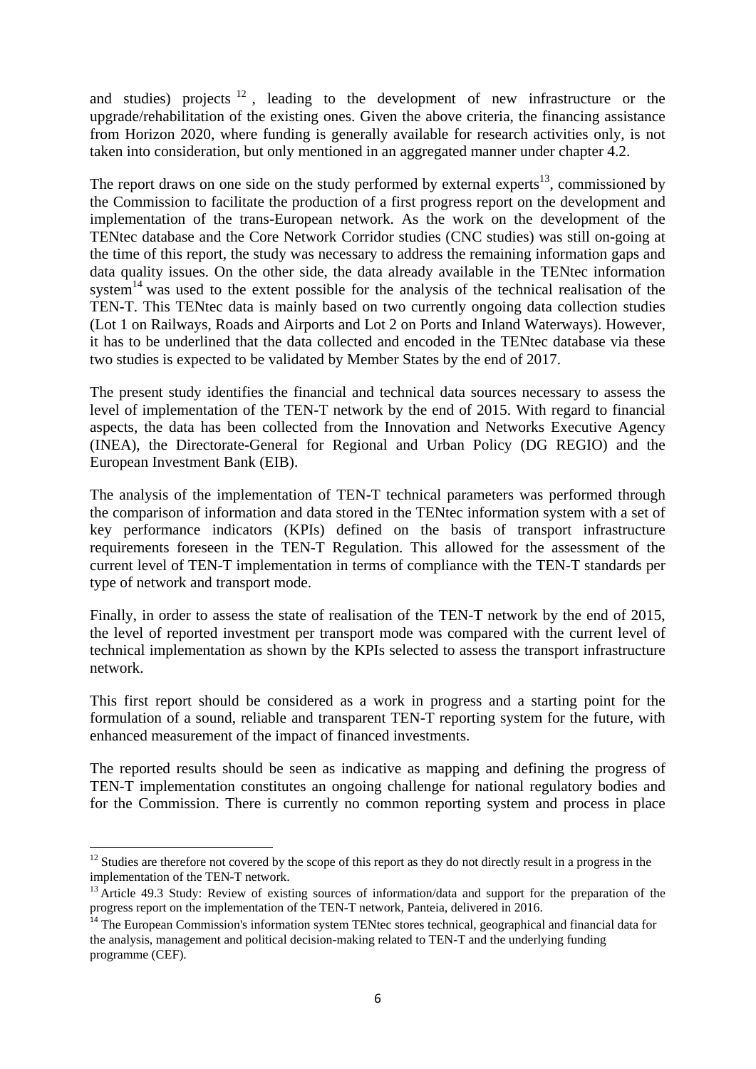and studies) projects [12], leading to the development of new infrastructure or the upgrade/rehabilitation of the existing ones. Given the above criteria, the financing assistance from Horizon 2020, where funding is generally available for research activities only, is not taken into consideration, but only mentioned in an aggregated manner under chapter 4.2.

The report draws on one side on the study performed by external experts[13], commissioned by the Commission to facilitate the production of a first progress report on the development and implementation of the trans-European network. As the work on the development of the TENtec database and the Core Network Corridor studies (CNC studies) was still on-going at the time of this report, the study was necessary to address the remaining information gaps and data quality issues. On the other side, the data already available in the TENtec information system[14] was used to the extent possible for the analysis of the technical realisation of the TEN-T. This TENtec data is mainly based on two currently ongoing data collection studies (Lot 1 on Railways, Roads and Airports and Lot 2 on Ports and Inland Waterways). However, it has to be underlined that the data collected and encoded in the TENtec database via these two studies is expected to be validated by Member States by the end of 2017.

The present study identifies the financial and technical data sources necessary to assess the level of implementation of the TEN-T network by the end of 2015. With regard to financial aspects, the data has been collected from the Innovation and Networks Executive Agency (INEA), the Directorate-General for Regional and Urban Policy (DG REGIO) and the European Investment Bank (EIB).

The analysis of the implementation of TEN-T technical parameters was performed through the comparison of information and data stored in the TENtec information system with a set of key performance indicators (KPIs) defined on the basis of transport infrastructure requirements foreseen in the TEN-T Regulation. This allowed for the assessment of the current level of TEN-T implementation in terms of compliance with the TEN-T standards per type of network and transport mode.

Finally, in order to assess the state of realisation of the TEN-T network by the end of 2015, the level of reported investment per transport mode was compared with the current level of technical implementation as shown by the KPIs selected to assess the transport infrastructure network.

This first report should be considered as a work in progress and a starting point for the formulation of a sound, reliable and transparent TEN-T reporting system for the future, with enhanced measurement of the impact of financed investments.

The reported results should be seen as indicative as mapping and defining the progress of TEN-T implementation constitutes an ongoing challenge for national regulatory bodies and for the Commission. There is currently no common reporting system and process in place

[12] Studies are therefore not covered by the scope of this report as they do not directly result in a progress in the implementation of the TEN-T network.

[13] Article 49.3 Study: Review of existing sources of information/data and support for the preparation of the progress report on the implementation of the TEN-T network, Panteia, delivered in 2016.

[14] The European Commission's information system TENtec stores technical, geographical and financial data for the analysis, management and political decision-making related to TEN-T and the underlying funding programme (CEF).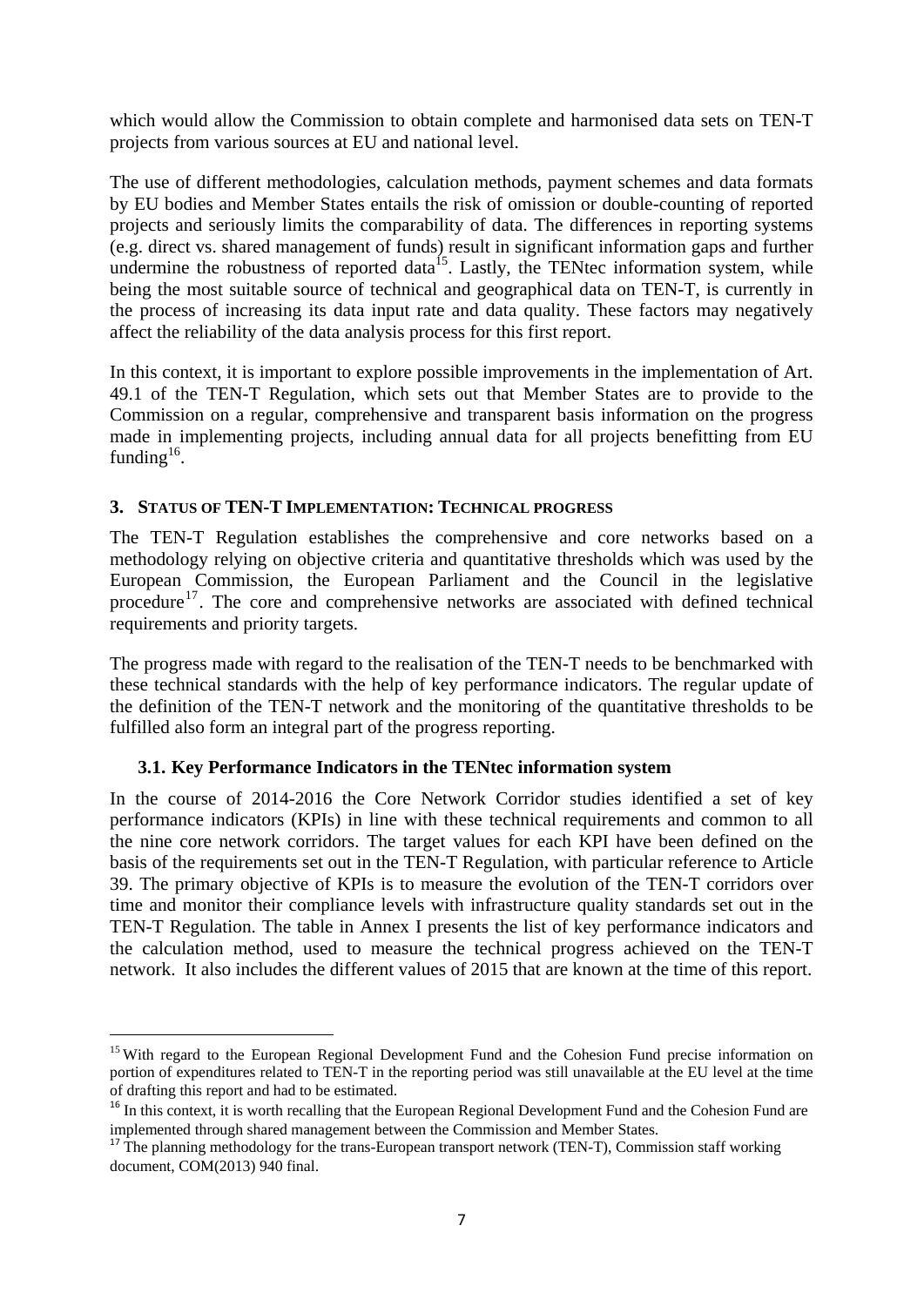which would allow the Commission to obtain complete and harmonised data sets on TEN-T projects from various sources at EU and national level.

The use of different methodologies, calculation methods, payment schemes and data formats by EU bodies and Member States entails the risk of omission or double-counting of reported projects and seriously limits the comparability of data. The differences in reporting systems (e.g. direct vs. shared management of funds) result in significant information gaps and further undermine the robustness of reported data[15]. Lastly, the TENtec information system, while being the most suitable source of technical and geographical data on TEN-T, is currently in the process of increasing its data input rate and data quality. These factors may negatively affect the reliability of the data analysis process for this first report.

In this context, it is important to explore possible improvements in the implementation of Art. 49.1 of the TEN-T Regulation, which sets out that Member States are to provide to the Commission on a regular, comprehensive and transparent basis information on the progress made in implementing projects, including annual data for all projects benefitting from EU funding[16].

## 3. Status of TEN-T Implementation: Technical progress

The TEN-T Regulation establishes the comprehensive and core networks based on a methodology relying on objective criteria and quantitative thresholds which was used by the European Commission, the European Parliament and the Council in the legislative procedure[17]. The core and comprehensive networks are associated with defined technical requirements and priority targets.

The progress made with regard to the realisation of the TEN-T needs to be benchmarked with these technical standards with the help of key performance indicators. The regular update of the definition of the TEN-T network and the monitoring of the quantitative thresholds to be fulfilled also form an integral part of the progress reporting.

### 3.1. Key Performance Indicators in the TENtec information system

In the course of 2014-2016 the Core Network Corridor studies identified a set of key performance indicators (KPIs) in line with these technical requirements and common to all the nine core network corridors. The target values for each KPI have been defined on the basis of the requirements set out in the TEN-T Regulation, with particular reference to Article 39. The primary objective of KPIs is to measure the evolution of the TEN-T corridors over time and monitor their compliance levels with infrastructure quality standards set out in the TEN-T Regulation. The table in Annex I presents the list of key performance indicators and the calculation method, used to measure the technical progress achieved on the TEN-T network. It also includes the different values of 2015 that are known at the time of this report.

---

[15] With regard to the European Regional Development Fund and the Cohesion Fund precise information on portion of expenditures related to TEN-T in the reporting period was still unavailable at the EU level at the time of drafting this report and had to be estimated.

[16] In this context, it is worth recalling that the European Regional Development Fund and the Cohesion Fund are implemented through shared management between the Commission and Member States.

[17] The planning methodology for the trans-European transport network (TEN-T), Commission staff working document, COM(2013) 940 final.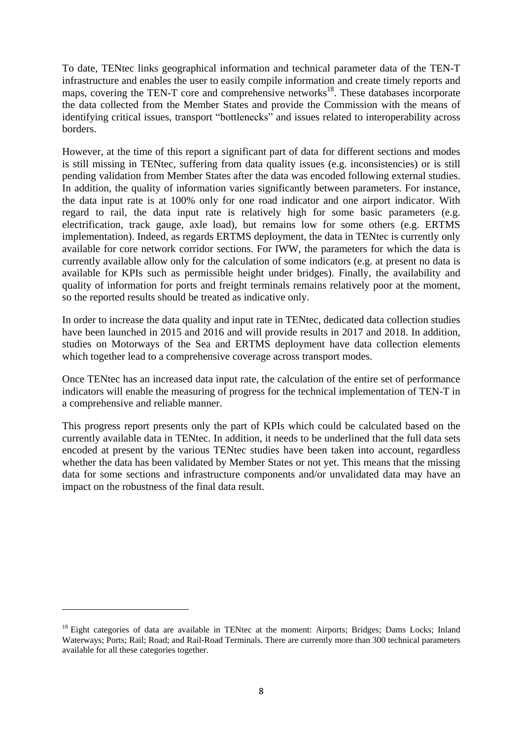To date, TENtec links geographical information and technical parameter data of the TEN-T infrastructure and enables the user to easily compile information and create timely reports and maps, covering the TEN-T core and comprehensive networks[18]. These databases incorporate the data collected from the Member States and provide the Commission with the means of identifying critical issues, transport "bottlenecks" and issues related to interoperability across borders.

However, at the time of this report a significant part of data for different sections and modes is still missing in TENtec, suffering from data quality issues (e.g. inconsistencies) or is still pending validation from Member States after the data was encoded following external studies. In addition, the quality of information varies significantly between parameters. For instance, the data input rate is at 100% only for one road indicator and one airport indicator. With regard to rail, the data input rate is relatively high for some basic parameters (e.g. electrification, track gauge, axle load), but remains low for some others (e.g. ERTMS implementation). Indeed, as regards ERTMS deployment, the data in TENtec is currently only available for core network corridor sections. For IWW, the parameters for which the data is currently available allow only for the calculation of some indicators (e.g. at present no data is available for KPIs such as permissible height under bridges). Finally, the availability and quality of information for ports and freight terminals remains relatively poor at the moment, so the reported results should be treated as indicative only.

In order to increase the data quality and input rate in TENtec, dedicated data collection studies have been launched in 2015 and 2016 and will provide results in 2017 and 2018. In addition, studies on Motorways of the Sea and ERTMS deployment have data collection elements which together lead to a comprehensive coverage across transport modes.

Once TENtec has an increased data input rate, the calculation of the entire set of performance indicators will enable the measuring of progress for the technical implementation of TEN-T in a comprehensive and reliable manner.

This progress report presents only the part of KPIs which could be calculated based on the currently available data in TENtec. In addition, it needs to be underlined that the full data sets encoded at present by the various TENtec studies have been taken into account, regardless whether the data has been validated by Member States or not yet. This means that the missing data for some sections and infrastructure components and/or unvalidated data may have an impact on the robustness of the final data result.

---

[18] Eight categories of data are available in TENtec at the moment: Airports; Bridges; Dams Locks; Inland Waterways; Ports; Rail; Road; and Rail-Road Terminals. There are currently more than 300 technical parameters available for all these categories together.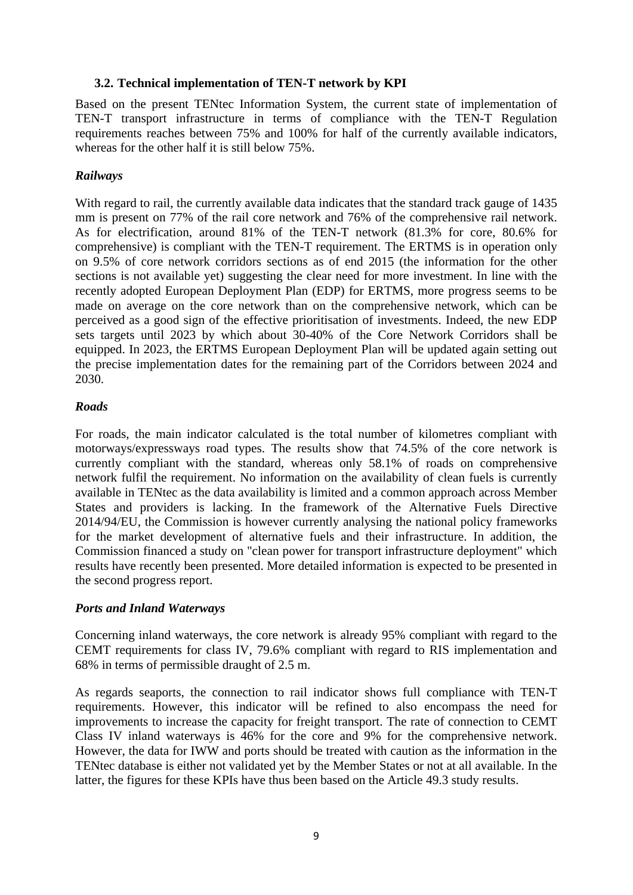### 3.2. Technical implementation of TEN-T network by KPI

Based on the present TENtec Information System, the current state of implementation of TEN-T transport infrastructure in terms of compliance with the TEN-T Regulation requirements reaches between 75% and 100% for half of the currently available indicators, whereas for the other half it is still below 75%.

***Railways***

With regard to rail, the currently available data indicates that the standard track gauge of 1435 mm is present on 77% of the rail core network and 76% of the comprehensive rail network. As for electrification, around 81% of the TEN-T network (81.3% for core, 80.6% for comprehensive) is compliant with the TEN-T requirement. The ERTMS is in operation only on 9.5% of core network corridors sections as of end 2015 (the information for the other sections is not available yet) suggesting the clear need for more investment. In line with the recently adopted European Deployment Plan (EDP) for ERTMS, more progress seems to be made on average on the core network than on the comprehensive network, which can be perceived as a good sign of the effective prioritisation of investments. Indeed, the new EDP sets targets until 2023 by which about 30-40% of the Core Network Corridors shall be equipped. In 2023, the ERTMS European Deployment Plan will be updated again setting out the precise implementation dates for the remaining part of the Corridors between 2024 and 2030.

***Roads***

For roads, the main indicator calculated is the total number of kilometres compliant with motorways/expressways road types. The results show that 74.5% of the core network is currently compliant with the standard, whereas only 58.1% of roads on comprehensive network fulfil the requirement. No information on the availability of clean fuels is currently available in TENtec as the data availability is limited and a common approach across Member States and providers is lacking. In the framework of the Alternative Fuels Directive 2014/94/EU, the Commission is however currently analysing the national policy frameworks for the market development of alternative fuels and their infrastructure. In addition, the Commission financed a study on "clean power for transport infrastructure deployment" which results have recently been presented. More detailed information is expected to be presented in the second progress report.

***Ports and Inland Waterways***

Concerning inland waterways, the core network is already 95% compliant with regard to the CEMT requirements for class IV, 79.6% compliant with regard to RIS implementation and 68% in terms of permissible draught of 2.5 m.

As regards seaports, the connection to rail indicator shows full compliance with TEN-T requirements. However, this indicator will be refined to also encompass the need for improvements to increase the capacity for freight transport. The rate of connection to CEMT Class IV inland waterways is 46% for the core and 9% for the comprehensive network. However, the data for IWW and ports should be treated with caution as the information in the TENtec database is either not validated yet by the Member States or not at all available. In the latter, the figures for these KPIs have thus been based on the Article 49.3 study results.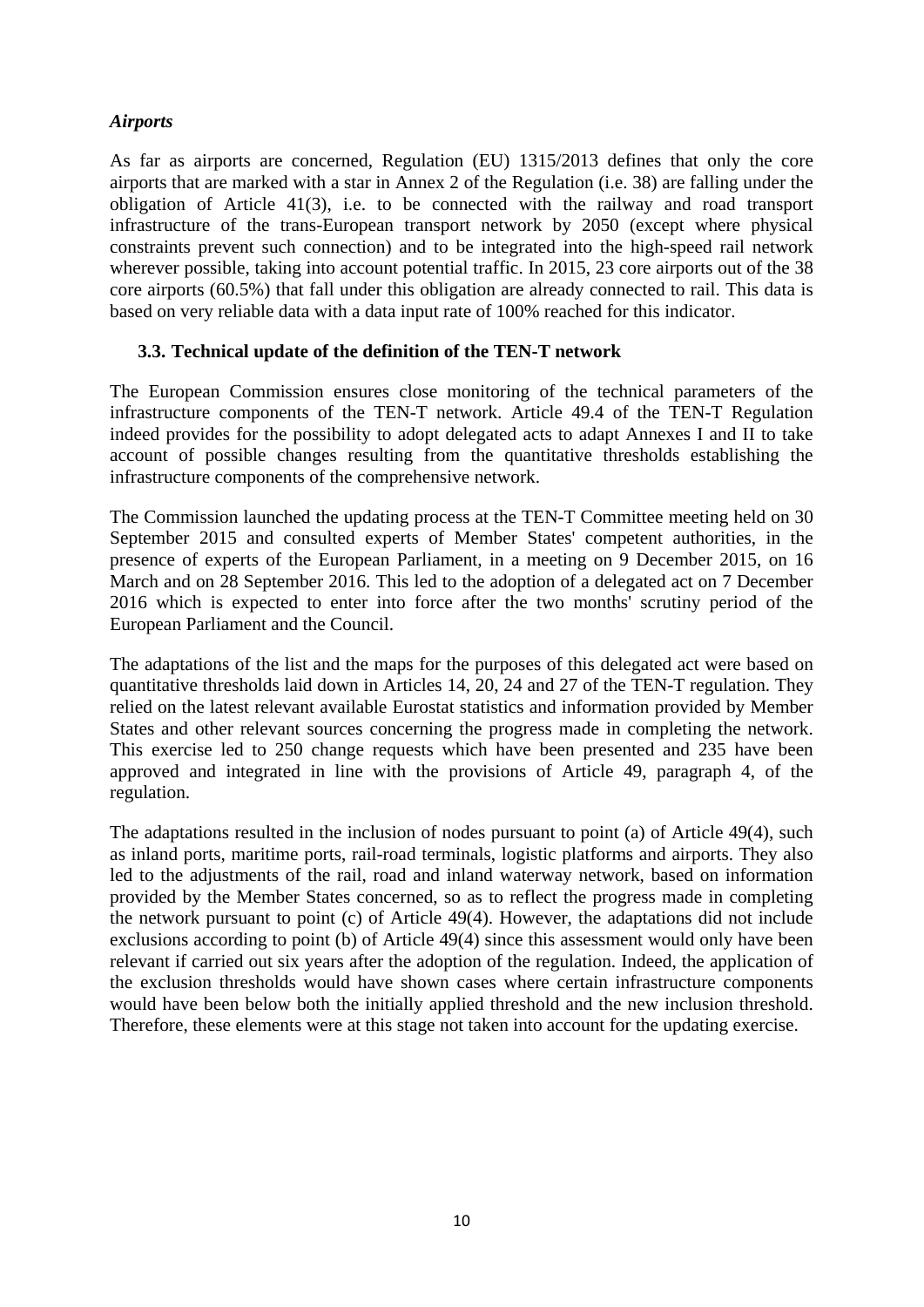*Airports*

As far as airports are concerned, Regulation (EU) 1315/2013 defines that only the core airports that are marked with a star in Annex 2 of the Regulation (i.e. 38) are falling under the obligation of Article 41(3), i.e. to be connected with the railway and road transport infrastructure of the trans-European transport network by 2050 (except where physical constraints prevent such connection) and to be integrated into the high-speed rail network wherever possible, taking into account potential traffic. In 2015, 23 core airports out of the 38 core airports (60.5%) that fall under this obligation are already connected to rail. This data is based on very reliable data with a data input rate of 100% reached for this indicator.

### 3.3. Technical update of the definition of the TEN-T network

The European Commission ensures close monitoring of the technical parameters of the infrastructure components of the TEN-T network. Article 49.4 of the TEN-T Regulation indeed provides for the possibility to adopt delegated acts to adapt Annexes I and II to take account of possible changes resulting from the quantitative thresholds establishing the infrastructure components of the comprehensive network.

The Commission launched the updating process at the TEN-T Committee meeting held on 30 September 2015 and consulted experts of Member States' competent authorities, in the presence of experts of the European Parliament, in a meeting on 9 December 2015, on 16 March and on 28 September 2016. This led to the adoption of a delegated act on 7 December 2016 which is expected to enter into force after the two months' scrutiny period of the European Parliament and the Council.

The adaptations of the list and the maps for the purposes of this delegated act were based on quantitative thresholds laid down in Articles 14, 20, 24 and 27 of the TEN-T regulation. They relied on the latest relevant available Eurostat statistics and information provided by Member States and other relevant sources concerning the progress made in completing the network. This exercise led to 250 change requests which have been presented and 235 have been approved and integrated in line with the provisions of Article 49, paragraph 4, of the regulation.

The adaptations resulted in the inclusion of nodes pursuant to point (a) of Article 49(4), such as inland ports, maritime ports, rail-road terminals, logistic platforms and airports. They also led to the adjustments of the rail, road and inland waterway network, based on information provided by the Member States concerned, so as to reflect the progress made in completing the network pursuant to point (c) of Article 49(4). However, the adaptations did not include exclusions according to point (b) of Article 49(4) since this assessment would only have been relevant if carried out six years after the adoption of the regulation. Indeed, the application of the exclusion thresholds would have shown cases where certain infrastructure components would have been below both the initially applied threshold and the new inclusion threshold. Therefore, these elements were at this stage not taken into account for the updating exercise.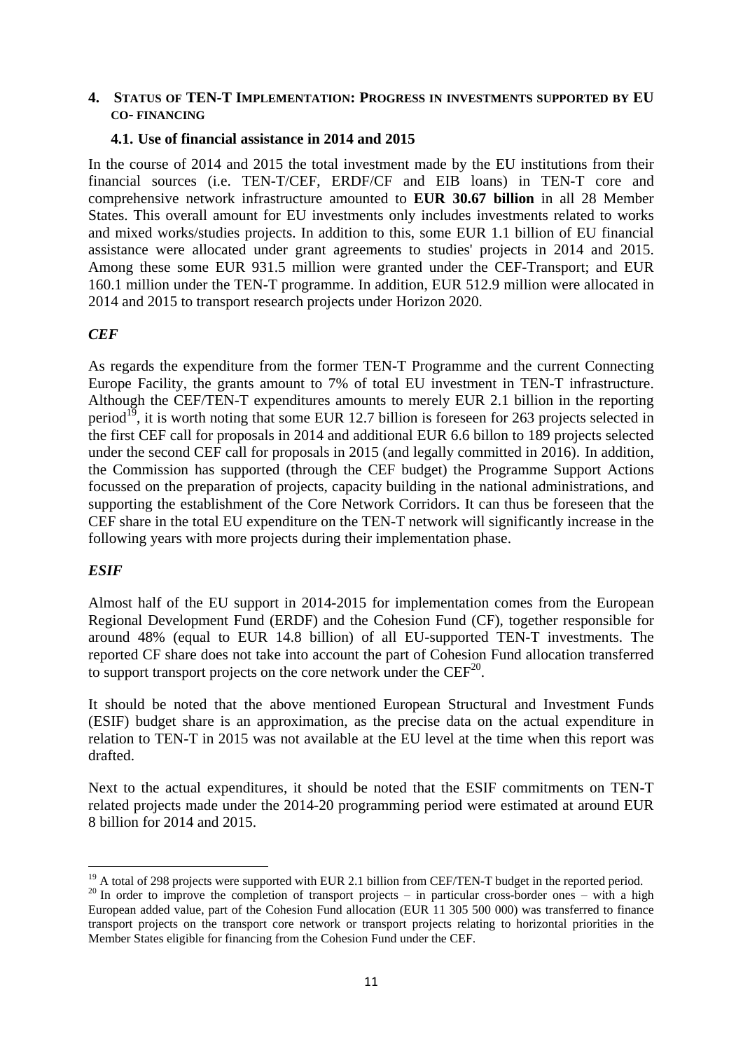## 4. Status of TEN-T Implementation: Progress in investments supported by EU co-financing

### 4.1. Use of financial assistance in 2014 and 2015

In the course of 2014 and 2015 the total investment made by the EU institutions from their financial sources (i.e. TEN-T/CEF, ERDF/CF and EIB loans) in TEN-T core and comprehensive network infrastructure amounted to **EUR 30.67 billion** in all 28 Member States. This overall amount for EU investments only includes investments related to works and mixed works/studies projects. In addition to this, some EUR 1.1 billion of EU financial assistance were allocated under grant agreements to studies' projects in 2014 and 2015. Among these some EUR 931.5 million were granted under the CEF-Transport; and EUR 160.1 million under the TEN-T programme. In addition, EUR 512.9 million were allocated in 2014 and 2015 to transport research projects under Horizon 2020.

***CEF***

As regards the expenditure from the former TEN-T Programme and the current Connecting Europe Facility, the grants amount to 7% of total EU investment in TEN-T infrastructure. Although the CEF/TEN-T expenditures amounts to merely EUR 2.1 billion in the reporting period[19], it is worth noting that some EUR 12.7 billion is foreseen for 263 projects selected in the first CEF call for proposals in 2014 and additional EUR 6.6 billon to 189 projects selected under the second CEF call for proposals in 2015 (and legally committed in 2016). In addition, the Commission has supported (through the CEF budget) the Programme Support Actions focussed on the preparation of projects, capacity building in the national administrations, and supporting the establishment of the Core Network Corridors. It can thus be foreseen that the CEF share in the total EU expenditure on the TEN-T network will significantly increase in the following years with more projects during their implementation phase.

***ESIF***

Almost half of the EU support in 2014-2015 for implementation comes from the European Regional Development Fund (ERDF) and the Cohesion Fund (CF), together responsible for around 48% (equal to EUR 14.8 billion) of all EU-supported TEN-T investments. The reported CF share does not take into account the part of Cohesion Fund allocation transferred to support transport projects on the core network under the CEF[20].

It should be noted that the above mentioned European Structural and Investment Funds (ESIF) budget share is an approximation, as the precise data on the actual expenditure in relation to TEN-T in 2015 was not available at the EU level at the time when this report was drafted.

Next to the actual expenditures, it should be noted that the ESIF commitments on TEN-T related projects made under the 2014-20 programming period were estimated at around EUR 8 billion for 2014 and 2015.

---

[19] A total of 298 projects were supported with EUR 2.1 billion from CEF/TEN-T budget in the reported period.

[20] In order to improve the completion of transport projects – in particular cross-border ones – with a high European added value, part of the Cohesion Fund allocation (EUR 11 305 500 000) was transferred to finance transport projects on the transport core network or transport projects relating to horizontal priorities in the Member States eligible for financing from the Cohesion Fund under the CEF.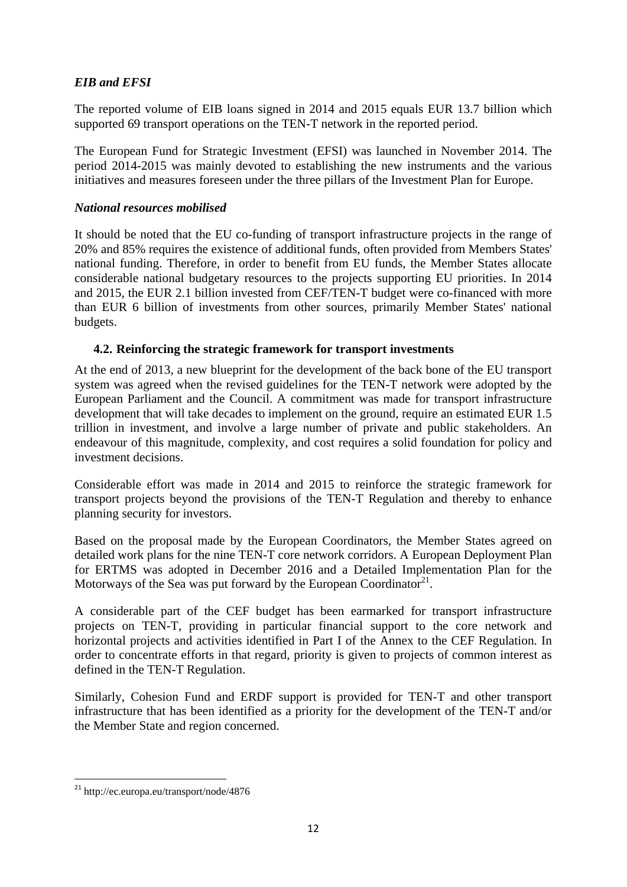*EIB and EFSI*

The reported volume of EIB loans signed in 2014 and 2015 equals EUR 13.7 billion which supported 69 transport operations on the TEN-T network in the reported period.

The European Fund for Strategic Investment (EFSI) was launched in November 2014. The period 2014-2015 was mainly devoted to establishing the new instruments and the various initiatives and measures foreseen under the three pillars of the Investment Plan for Europe.

*National resources mobilised*

It should be noted that the EU co-funding of transport infrastructure projects in the range of 20% and 85% requires the existence of additional funds, often provided from Members States' national funding. Therefore, in order to benefit from EU funds, the Member States allocate considerable national budgetary resources to the projects supporting EU priorities. In 2014 and 2015, the EUR 2.1 billion invested from CEF/TEN-T budget were co-financed with more than EUR 6 billion of investments from other sources, primarily Member States' national budgets.

### 4.2. Reinforcing the strategic framework for transport investments

At the end of 2013, a new blueprint for the development of the back bone of the EU transport system was agreed when the revised guidelines for the TEN-T network were adopted by the European Parliament and the Council. A commitment was made for transport infrastructure development that will take decades to implement on the ground, require an estimated EUR 1.5 trillion in investment, and involve a large number of private and public stakeholders. An endeavour of this magnitude, complexity, and cost requires a solid foundation for policy and investment decisions.

Considerable effort was made in 2014 and 2015 to reinforce the strategic framework for transport projects beyond the provisions of the TEN-T Regulation and thereby to enhance planning security for investors.

Based on the proposal made by the European Coordinators, the Member States agreed on detailed work plans for the nine TEN-T core network corridors. A European Deployment Plan for ERTMS was adopted in December 2016 and a Detailed Implementation Plan for the Motorways of the Sea was put forward by the European Coordinator[21].

A considerable part of the CEF budget has been earmarked for transport infrastructure projects on TEN-T, providing in particular financial support to the core network and horizontal projects and activities identified in Part I of the Annex to the CEF Regulation. In order to concentrate efforts in that regard, priority is given to projects of common interest as defined in the TEN-T Regulation.

Similarly, Cohesion Fund and ERDF support is provided for TEN-T and other transport infrastructure that has been identified as a priority for the development of the TEN-T and/or the Member State and region concerned.

---

[21] http://ec.europa.eu/transport/node/4876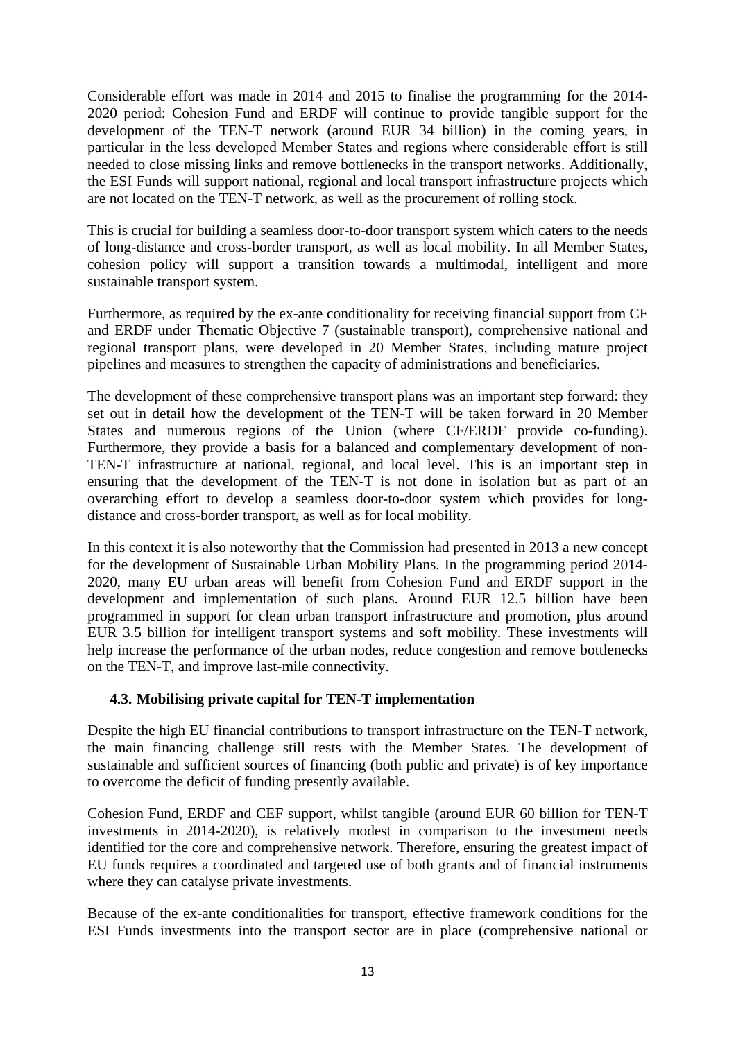Considerable effort was made in 2014 and 2015 to finalise the programming for the 2014-2020 period: Cohesion Fund and ERDF will continue to provide tangible support for the development of the TEN-T network (around EUR 34 billion) in the coming years, in particular in the less developed Member States and regions where considerable effort is still needed to close missing links and remove bottlenecks in the transport networks. Additionally, the ESI Funds will support national, regional and local transport infrastructure projects which are not located on the TEN-T network, as well as the procurement of rolling stock.

This is crucial for building a seamless door-to-door transport system which caters to the needs of long-distance and cross-border transport, as well as local mobility. In all Member States, cohesion policy will support a transition towards a multimodal, intelligent and more sustainable transport system.

Furthermore, as required by the ex-ante conditionality for receiving financial support from CF and ERDF under Thematic Objective 7 (sustainable transport), comprehensive national and regional transport plans, were developed in 20 Member States, including mature project pipelines and measures to strengthen the capacity of administrations and beneficiaries.

The development of these comprehensive transport plans was an important step forward: they set out in detail how the development of the TEN-T will be taken forward in 20 Member States and numerous regions of the Union (where CF/ERDF provide co-funding). Furthermore, they provide a basis for a balanced and complementary development of non-TEN-T infrastructure at national, regional, and local level. This is an important step in ensuring that the development of the TEN-T is not done in isolation but as part of an overarching effort to develop a seamless door-to-door system which provides for long-distance and cross-border transport, as well as for local mobility.

In this context it is also noteworthy that the Commission had presented in 2013 a new concept for the development of Sustainable Urban Mobility Plans. In the programming period 2014-2020, many EU urban areas will benefit from Cohesion Fund and ERDF support in the development and implementation of such plans. Around EUR 12.5 billion have been programmed in support for clean urban transport infrastructure and promotion, plus around EUR 3.5 billion for intelligent transport systems and soft mobility. These investments will help increase the performance of the urban nodes, reduce congestion and remove bottlenecks on the TEN-T, and improve last-mile connectivity.

### 4.3. Mobilising private capital for TEN-T implementation

Despite the high EU financial contributions to transport infrastructure on the TEN-T network, the main financing challenge still rests with the Member States. The development of sustainable and sufficient sources of financing (both public and private) is of key importance to overcome the deficit of funding presently available.

Cohesion Fund, ERDF and CEF support, whilst tangible (around EUR 60 billion for TEN-T investments in 2014-2020), is relatively modest in comparison to the investment needs identified for the core and comprehensive network. Therefore, ensuring the greatest impact of EU funds requires a coordinated and targeted use of both grants and of financial instruments where they can catalyse private investments.

Because of the ex-ante conditionalities for transport, effective framework conditions for the ESI Funds investments into the transport sector are in place (comprehensive national or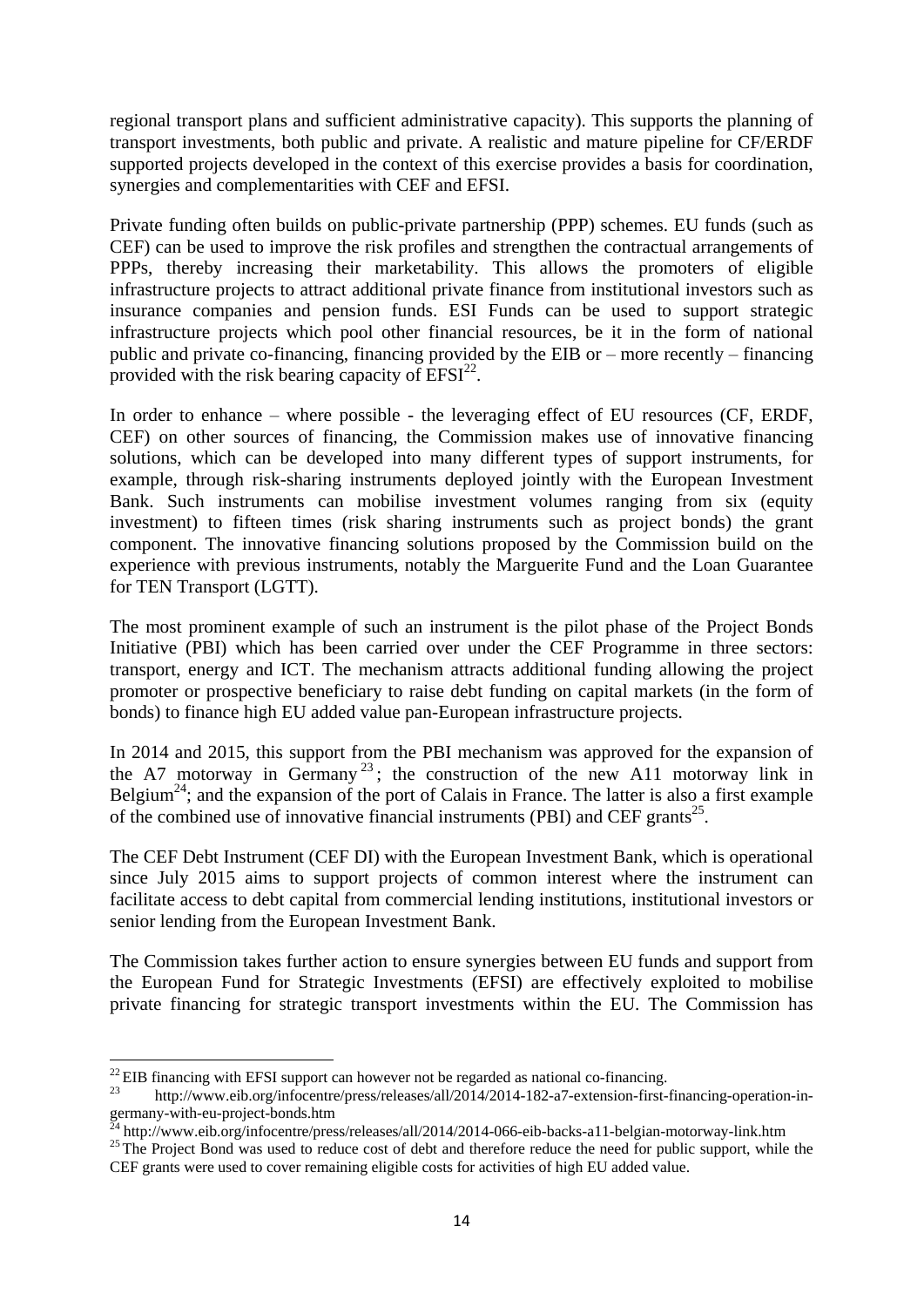regional transport plans and sufficient administrative capacity). This supports the planning of transport investments, both public and private. A realistic and mature pipeline for CF/ERDF supported projects developed in the context of this exercise provides a basis for coordination, synergies and complementarities with CEF and EFSI.

Private funding often builds on public-private partnership (PPP) schemes. EU funds (such as CEF) can be used to improve the risk profiles and strengthen the contractual arrangements of PPPs, thereby increasing their marketability. This allows the promoters of eligible infrastructure projects to attract additional private finance from institutional investors such as insurance companies and pension funds. ESI Funds can be used to support strategic infrastructure projects which pool other financial resources, be it in the form of national public and private co-financing, financing provided by the EIB or – more recently – financing provided with the risk bearing capacity of EFSI[22].

In order to enhance – where possible - the leveraging effect of EU resources (CF, ERDF, CEF) on other sources of financing, the Commission makes use of innovative financing solutions, which can be developed into many different types of support instruments, for example, through risk-sharing instruments deployed jointly with the European Investment Bank. Such instruments can mobilise investment volumes ranging from six (equity investment) to fifteen times (risk sharing instruments such as project bonds) the grant component. The innovative financing solutions proposed by the Commission build on the experience with previous instruments, notably the Marguerite Fund and the Loan Guarantee for TEN Transport (LGTT).

The most prominent example of such an instrument is the pilot phase of the Project Bonds Initiative (PBI) which has been carried over under the CEF Programme in three sectors: transport, energy and ICT. The mechanism attracts additional funding allowing the project promoter or prospective beneficiary to raise debt funding on capital markets (in the form of bonds) to finance high EU added value pan-European infrastructure projects.

In 2014 and 2015, this support from the PBI mechanism was approved for the expansion of the A7 motorway in Germany[23]; the construction of the new A11 motorway link in Belgium[24]; and the expansion of the port of Calais in France. The latter is also a first example of the combined use of innovative financial instruments (PBI) and CEF grants[25].

The CEF Debt Instrument (CEF DI) with the European Investment Bank, which is operational since July 2015 aims to support projects of common interest where the instrument can facilitate access to debt capital from commercial lending institutions, institutional investors or senior lending from the European Investment Bank.

The Commission takes further action to ensure synergies between EU funds and support from the European Fund for Strategic Investments (EFSI) are effectively exploited to mobilise private financing for strategic transport investments within the EU. The Commission has

---

[22] EIB financing with EFSI support can however not be regarded as national co-financing.

[23] http://www.eib.org/infocentre/press/releases/all/2014/2014-182-a7-extension-first-financing-operation-in-germany-with-eu-project-bonds.htm

[24] http://www.eib.org/infocentre/press/releases/all/2014/2014-066-eib-backs-a11-belgian-motorway-link.htm

[25] The Project Bond was used to reduce cost of debt and therefore reduce the need for public support, while the CEF grants were used to cover remaining eligible costs for activities of high EU added value.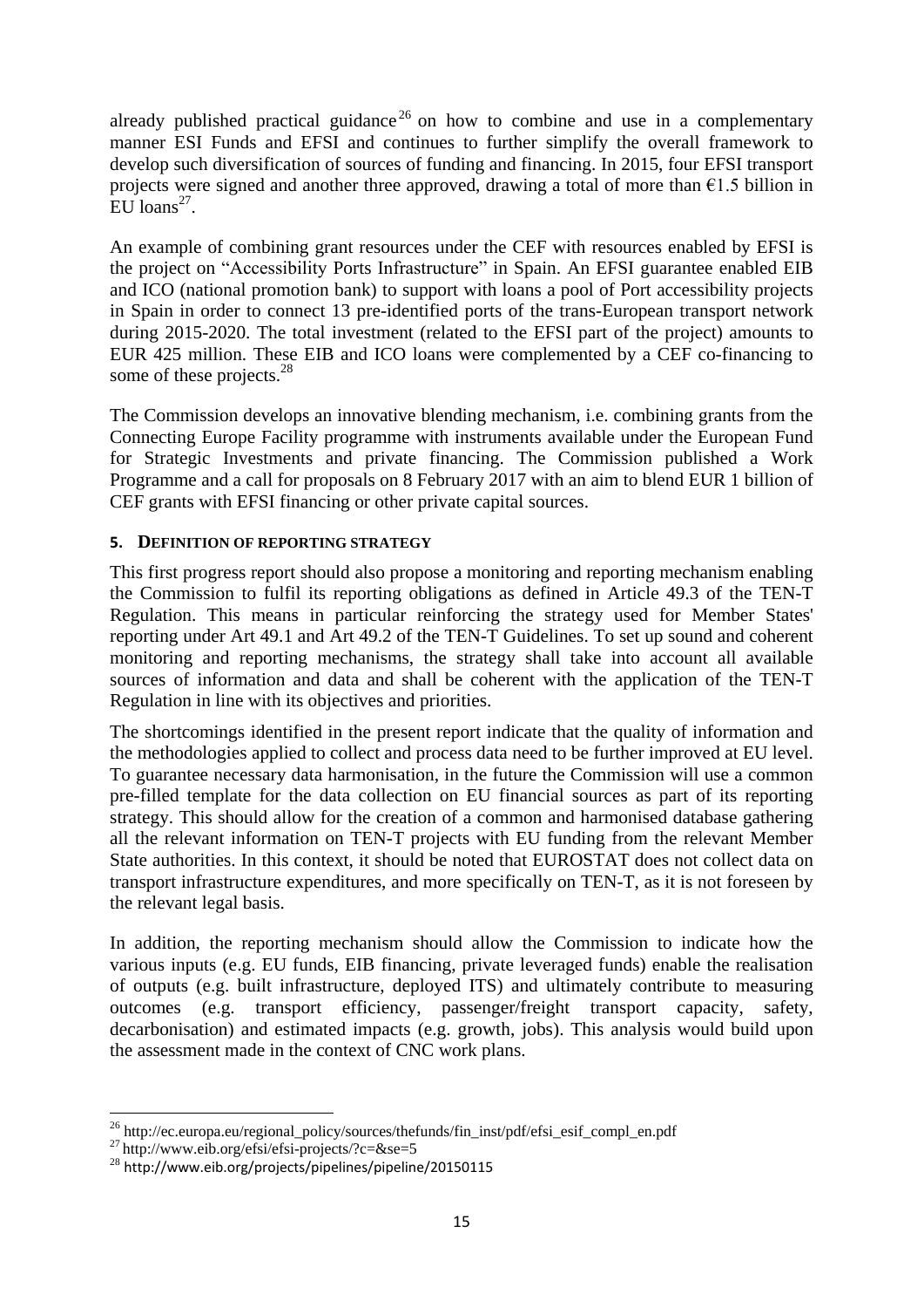already published practical guidance[26] on how to combine and use in a complementary manner ESI Funds and EFSI and continues to further simplify the overall framework to develop such diversification of sources of funding and financing. In 2015, four EFSI transport projects were signed and another three approved, drawing a total of more than €1.5 billion in EU loans[27].

An example of combining grant resources under the CEF with resources enabled by EFSI is the project on "Accessibility Ports Infrastructure" in Spain. An EFSI guarantee enabled EIB and ICO (national promotion bank) to support with loans a pool of Port accessibility projects in Spain in order to connect 13 pre-identified ports of the trans-European transport network during 2015-2020. The total investment (related to the EFSI part of the project) amounts to EUR 425 million. These EIB and ICO loans were complemented by a CEF co-financing to some of these projects.[28]

The Commission develops an innovative blending mechanism, i.e. combining grants from the Connecting Europe Facility programme with instruments available under the European Fund for Strategic Investments and private financing. The Commission published a Work Programme and a call for proposals on 8 February 2017 with an aim to blend EUR 1 billion of CEF grants with EFSI financing or other private capital sources.

## 5. DEFINITION OF REPORTING STRATEGY

This first progress report should also propose a monitoring and reporting mechanism enabling the Commission to fulfil its reporting obligations as defined in Article 49.3 of the TEN-T Regulation. This means in particular reinforcing the strategy used for Member States' reporting under Art 49.1 and Art 49.2 of the TEN-T Guidelines. To set up sound and coherent monitoring and reporting mechanisms, the strategy shall take into account all available sources of information and data and shall be coherent with the application of the TEN-T Regulation in line with its objectives and priorities.

The shortcomings identified in the present report indicate that the quality of information and the methodologies applied to collect and process data need to be further improved at EU level. To guarantee necessary data harmonisation, in the future the Commission will use a common pre-filled template for the data collection on EU financial sources as part of its reporting strategy. This should allow for the creation of a common and harmonised database gathering all the relevant information on TEN-T projects with EU funding from the relevant Member State authorities. In this context, it should be noted that EUROSTAT does not collect data on transport infrastructure expenditures, and more specifically on TEN-T, as it is not foreseen by the relevant legal basis.

In addition, the reporting mechanism should allow the Commission to indicate how the various inputs (e.g. EU funds, EIB financing, private leveraged funds) enable the realisation of outputs (e.g. built infrastructure, deployed ITS) and ultimately contribute to measuring outcomes (e.g. transport efficiency, passenger/freight transport capacity, safety, decarbonisation) and estimated impacts (e.g. growth, jobs). This analysis would build upon the assessment made in the context of CNC work plans.

---

[26] http://ec.europa.eu/regional_policy/sources/thefunds/fin_inst/pdf/efsi_esif_compl_en.pdf

[27] http://www.eib.org/efsi/efsi-projects/?c=&se=5

[28] http://www.eib.org/projects/pipelines/pipeline/20150115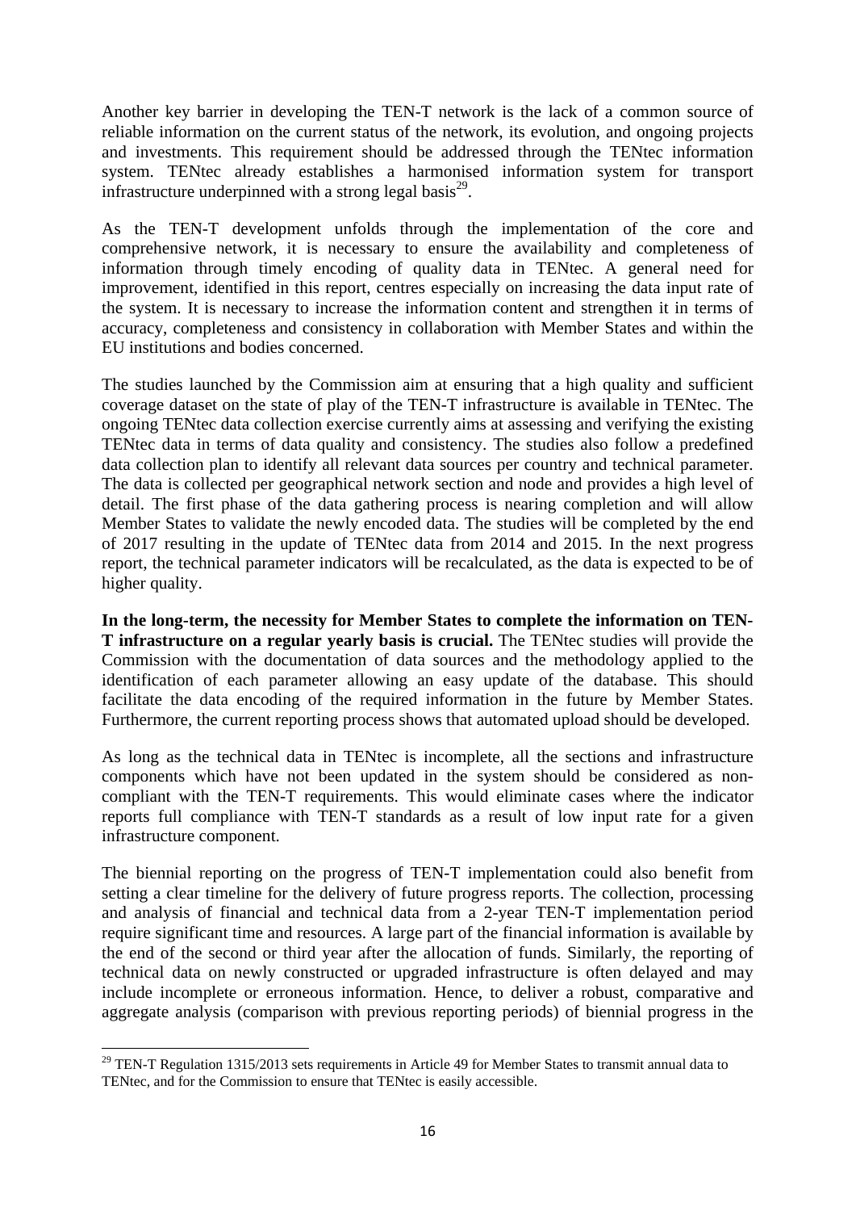Another key barrier in developing the TEN-T network is the lack of a common source of reliable information on the current status of the network, its evolution, and ongoing projects and investments. This requirement should be addressed through the TENtec information system. TENtec already establishes a harmonised information system for transport infrastructure underpinned with a strong legal basis[29].

As the TEN-T development unfolds through the implementation of the core and comprehensive network, it is necessary to ensure the availability and completeness of information through timely encoding of quality data in TENtec. A general need for improvement, identified in this report, centres especially on increasing the data input rate of the system. It is necessary to increase the information content and strengthen it in terms of accuracy, completeness and consistency in collaboration with Member States and within the EU institutions and bodies concerned.

The studies launched by the Commission aim at ensuring that a high quality and sufficient coverage dataset on the state of play of the TEN-T infrastructure is available in TENtec. The ongoing TENtec data collection exercise currently aims at assessing and verifying the existing TENtec data in terms of data quality and consistency. The studies also follow a predefined data collection plan to identify all relevant data sources per country and technical parameter. The data is collected per geographical network section and node and provides a high level of detail. The first phase of the data gathering process is nearing completion and will allow Member States to validate the newly encoded data. The studies will be completed by the end of 2017 resulting in the update of TENtec data from 2014 and 2015. In the next progress report, the technical parameter indicators will be recalculated, as the data is expected to be of higher quality.

**In the long-term, the necessity for Member States to complete the information on TEN-T infrastructure on a regular yearly basis is crucial.** The TENtec studies will provide the Commission with the documentation of data sources and the methodology applied to the identification of each parameter allowing an easy update of the database. This should facilitate the data encoding of the required information in the future by Member States. Furthermore, the current reporting process shows that automated upload should be developed.

As long as the technical data in TENtec is incomplete, all the sections and infrastructure components which have not been updated in the system should be considered as non-compliant with the TEN-T requirements. This would eliminate cases where the indicator reports full compliance with TEN-T standards as a result of low input rate for a given infrastructure component.

The biennial reporting on the progress of TEN-T implementation could also benefit from setting a clear timeline for the delivery of future progress reports. The collection, processing and analysis of financial and technical data from a 2-year TEN-T implementation period require significant time and resources. A large part of the financial information is available by the end of the second or third year after the allocation of funds. Similarly, the reporting of technical data on newly constructed or upgraded infrastructure is often delayed and may include incomplete or erroneous information. Hence, to deliver a robust, comparative and aggregate analysis (comparison with previous reporting periods) of biennial progress in the

[29] TEN-T Regulation 1315/2013 sets requirements in Article 49 for Member States to transmit annual data to TENtec, and for the Commission to ensure that TENtec is easily accessible.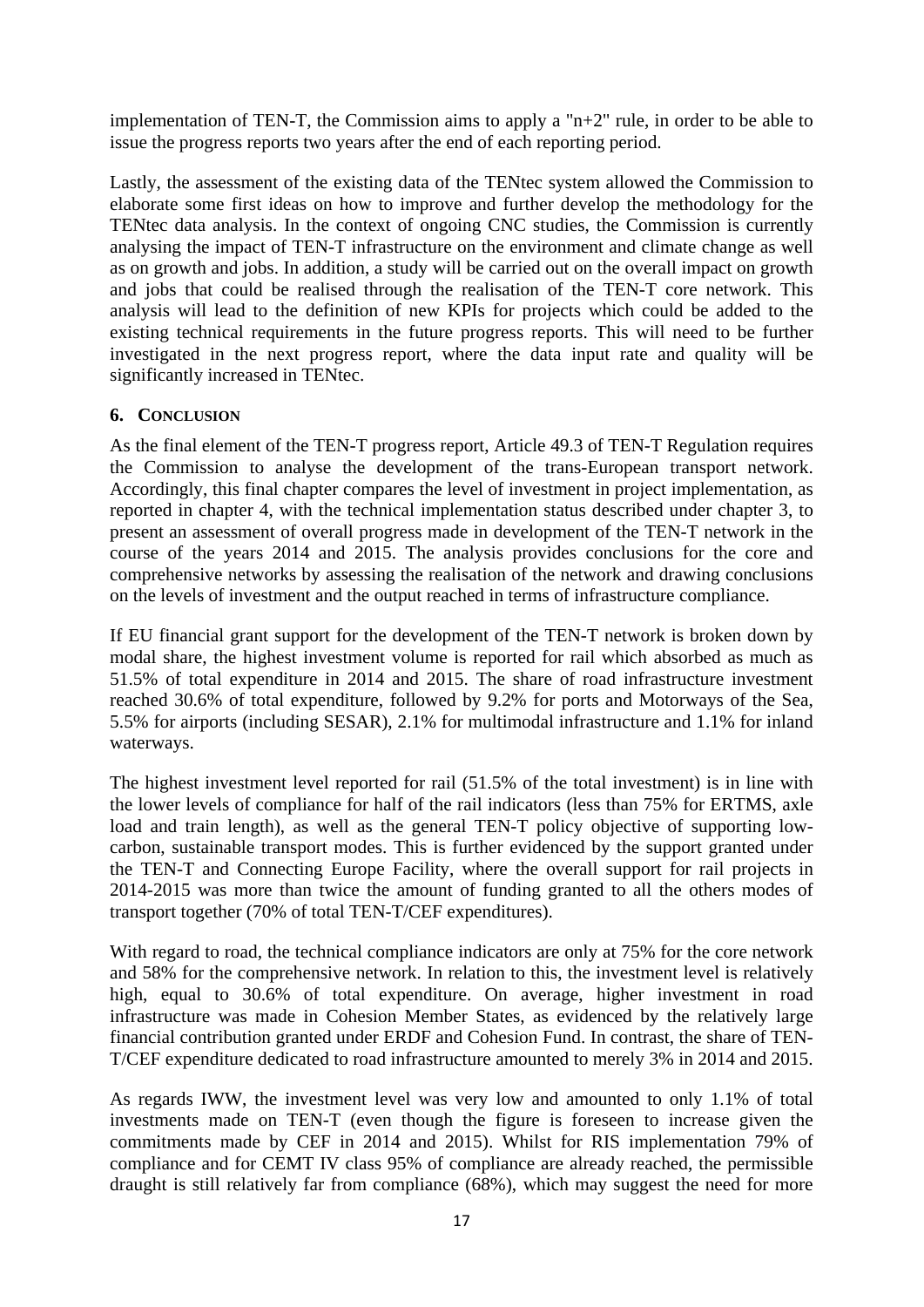implementation of TEN-T, the Commission aims to apply a "n+2" rule, in order to be able to issue the progress reports two years after the end of each reporting period.

Lastly, the assessment of the existing data of the TENtec system allowed the Commission to elaborate some first ideas on how to improve and further develop the methodology for the TENtec data analysis. In the context of ongoing CNC studies, the Commission is currently analysing the impact of TEN-T infrastructure on the environment and climate change as well as on growth and jobs. In addition, a study will be carried out on the overall impact on growth and jobs that could be realised through the realisation of the TEN-T core network. This analysis will lead to the definition of new KPIs for projects which could be added to the existing technical requirements in the future progress reports. This will need to be further investigated in the next progress report, where the data input rate and quality will be significantly increased in TENtec.

## 6. Conclusion

As the final element of the TEN-T progress report, Article 49.3 of TEN-T Regulation requires the Commission to analyse the development of the trans-European transport network. Accordingly, this final chapter compares the level of investment in project implementation, as reported in chapter 4, with the technical implementation status described under chapter 3, to present an assessment of overall progress made in development of the TEN-T network in the course of the years 2014 and 2015. The analysis provides conclusions for the core and comprehensive networks by assessing the realisation of the network and drawing conclusions on the levels of investment and the output reached in terms of infrastructure compliance.

If EU financial grant support for the development of the TEN-T network is broken down by modal share, the highest investment volume is reported for rail which absorbed as much as 51.5% of total expenditure in 2014 and 2015. The share of road infrastructure investment reached 30.6% of total expenditure, followed by 9.2% for ports and Motorways of the Sea, 5.5% for airports (including SESAR), 2.1% for multimodal infrastructure and 1.1% for inland waterways.

The highest investment level reported for rail (51.5% of the total investment) is in line with the lower levels of compliance for half of the rail indicators (less than 75% for ERTMS, axle load and train length), as well as the general TEN-T policy objective of supporting low-carbon, sustainable transport modes. This is further evidenced by the support granted under the TEN-T and Connecting Europe Facility, where the overall support for rail projects in 2014-2015 was more than twice the amount of funding granted to all the others modes of transport together (70% of total TEN-T/CEF expenditures).

With regard to road, the technical compliance indicators are only at 75% for the core network and 58% for the comprehensive network. In relation to this, the investment level is relatively high, equal to 30.6% of total expenditure. On average, higher investment in road infrastructure was made in Cohesion Member States, as evidenced by the relatively large financial contribution granted under ERDF and Cohesion Fund. In contrast, the share of TEN-T/CEF expenditure dedicated to road infrastructure amounted to merely 3% in 2014 and 2015.

As regards IWW, the investment level was very low and amounted to only 1.1% of total investments made on TEN-T (even though the figure is foreseen to increase given the commitments made by CEF in 2014 and 2015). Whilst for RIS implementation 79% of compliance and for CEMT IV class 95% of compliance are already reached, the permissible draught is still relatively far from compliance (68%), which may suggest the need for more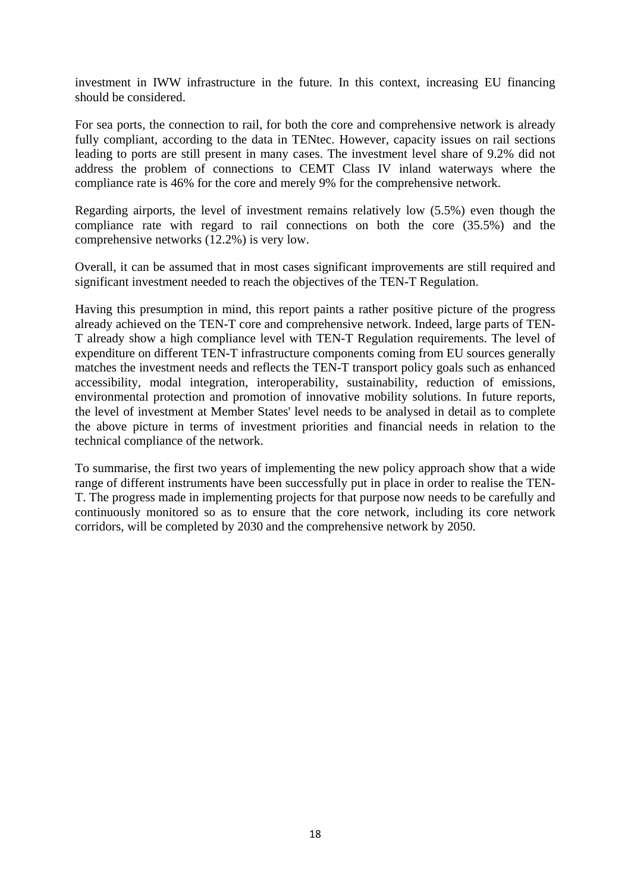investment in IWW infrastructure in the future. In this context, increasing EU financing should be considered.

For sea ports, the connection to rail, for both the core and comprehensive network is already fully compliant, according to the data in TENtec. However, capacity issues on rail sections leading to ports are still present in many cases. The investment level share of 9.2% did not address the problem of connections to CEMT Class IV inland waterways where the compliance rate is 46% for the core and merely 9% for the comprehensive network.

Regarding airports, the level of investment remains relatively low (5.5%) even though the compliance rate with regard to rail connections on both the core (35.5%) and the comprehensive networks (12.2%) is very low.

Overall, it can be assumed that in most cases significant improvements are still required and significant investment needed to reach the objectives of the TEN-T Regulation.

Having this presumption in mind, this report paints a rather positive picture of the progress already achieved on the TEN-T core and comprehensive network. Indeed, large parts of TEN-T already show a high compliance level with TEN-T Regulation requirements. The level of expenditure on different TEN-T infrastructure components coming from EU sources generally matches the investment needs and reflects the TEN-T transport policy goals such as enhanced accessibility, modal integration, interoperability, sustainability, reduction of emissions, environmental protection and promotion of innovative mobility solutions. In future reports, the level of investment at Member States' level needs to be analysed in detail as to complete the above picture in terms of investment priorities and financial needs in relation to the technical compliance of the network.

To summarise, the first two years of implementing the new policy approach show that a wide range of different instruments have been successfully put in place in order to realise the TEN-T. The progress made in implementing projects for that purpose now needs to be carefully and continuously monitored so as to ensure that the core network, including its core network corridors, will be completed by 2030 and the comprehensive network by 2050.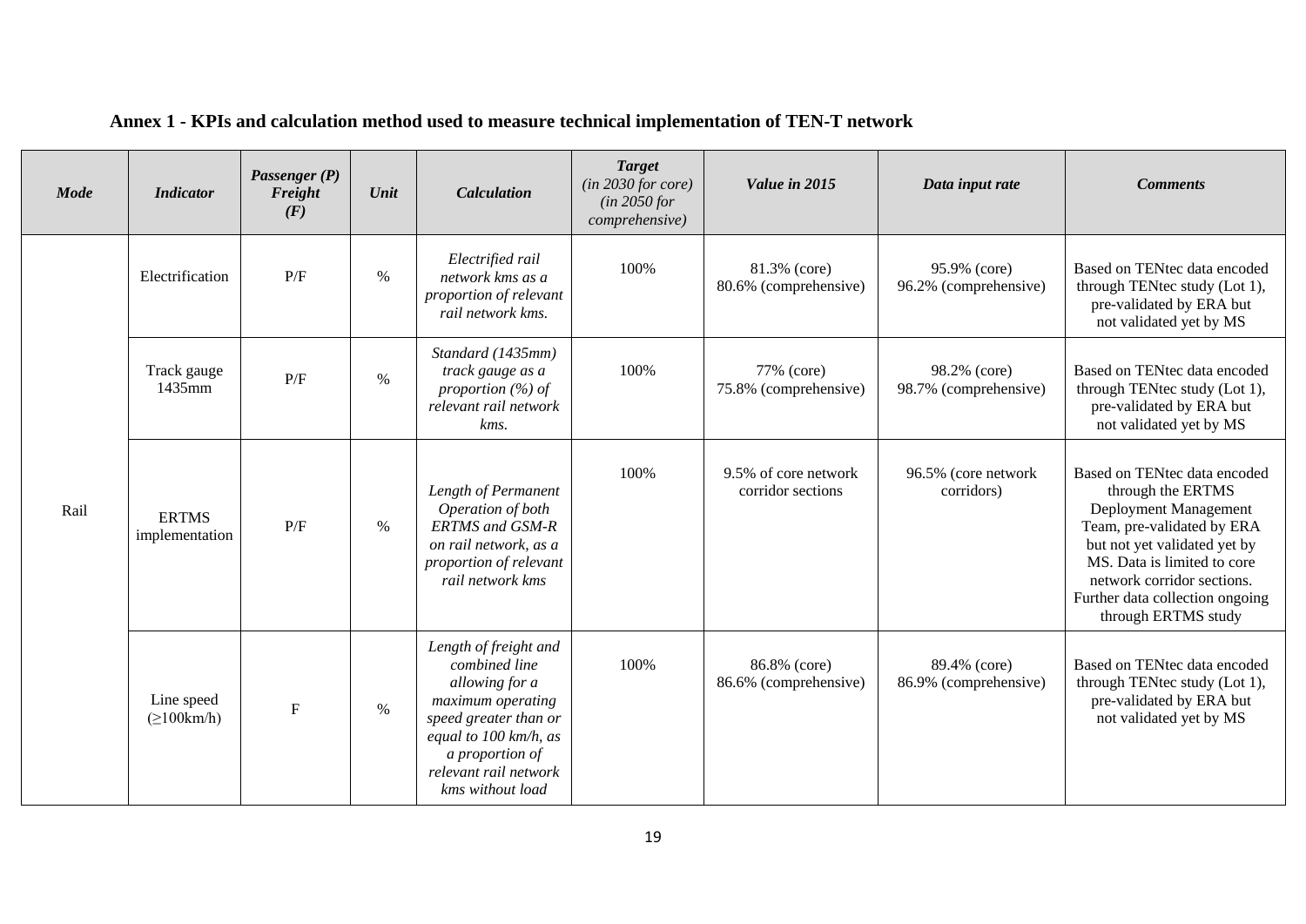**Annex 1 - KPIs and calculation method used to measure technical implementation of TEN-T network**

| *Mode* | *Indicator* | *Passenger (P) Freight (F)* | *Unit* | *Calculation* | *Target (in 2030 for core) (in 2050 for comprehensive)* | *Value in 2015* | *Data input rate* | *Comments* |
|---|---|---|---|---|---|---|---|---|
| Rail | Electrification | P/F | % | *Electrified rail network kms as a proportion of relevant rail network kms.* | 100% | 81.3% (core) 80.6% (comprehensive) | 95.9% (core) 96.2% (comprehensive) | Based on TENtec data encoded through TENtec study (Lot 1), pre-validated by ERA but not validated yet by MS |
| | Track gauge 1435mm | P/F | % | *Standard (1435mm) track gauge as a proportion (%) of relevant rail network kms.* | 100% | 77% (core) 75.8% (comprehensive) | 98.2% (core) 98.7% (comprehensive) | Based on TENtec data encoded through TENtec study (Lot 1), pre-validated by ERA but not validated yet by MS |
| | ERTMS implementation | P/F | % | *Length of Permanent Operation of both ERTMS and GSM-R on rail network, as a proportion of relevant rail network kms* | 100% | 9.5% of core network corridor sections | 96.5% (core network corridors) | Based on TENtec data encoded through the ERTMS Deployment Management Team, pre-validated by ERA but not yet validated yet by MS. Data is limited to core network corridor sections. Further data collection ongoing through ERTMS study |
| | Line speed (≥100km/h) | F | % | *Length of freight and combined line allowing for a maximum operating speed greater than or equal to 100 km/h, as a proportion of relevant rail network kms without load* | 100% | 86.8% (core) 86.6% (comprehensive) | 89.4% (core) 86.9% (comprehensive) | Based on TENtec data encoded through TENtec study (Lot 1), pre-validated by ERA but not validated yet by MS |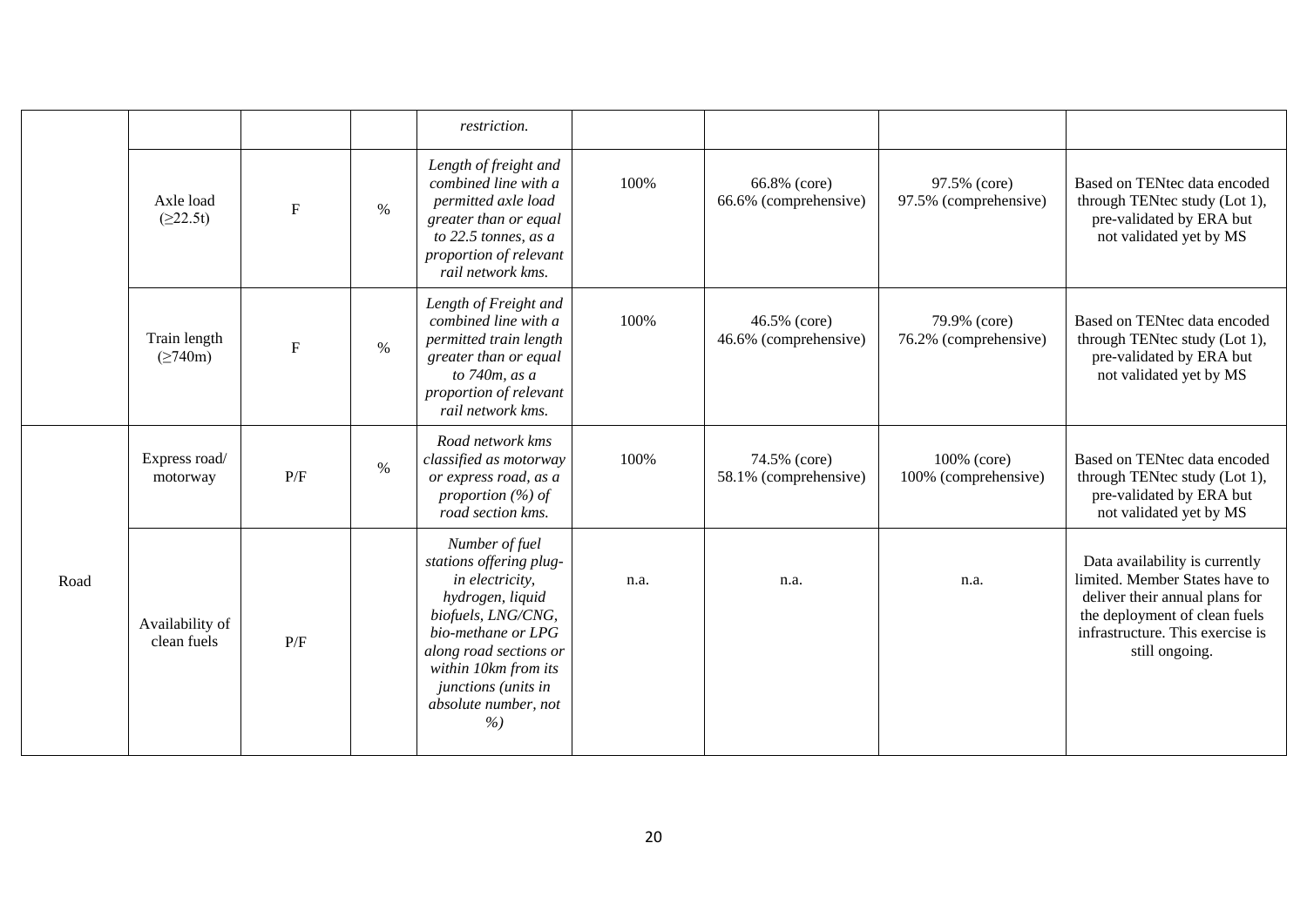| | | | | *restriction.* | | | | |
|---|---|---|---|---|---|---|---|---|
| | Axle load (≥22.5t) | F | % | *Length of freight and combined line with a permitted axle load greater than or equal to 22.5 tonnes, as a proportion of relevant rail network kms.* | 100% | 66.8% (core) 66.6% (comprehensive) | 97.5% (core) 97.5% (comprehensive) | Based on TENtec data encoded through TENtec study (Lot 1), pre-validated by ERA but not validated yet by MS |
| | Train length (≥740m) | F | % | *Length of Freight and combined line with a permitted train length greater than or equal to 740m, as a proportion of relevant rail network kms.* | 100% | 46.5% (core) 46.6% (comprehensive) | 79.9% (core) 76.2% (comprehensive) | Based on TENtec data encoded through TENtec study (Lot 1), pre-validated by ERA but not validated yet by MS |
| Road | Express road/ motorway | P/F | % | *Road network kms classified as motorway or express road, as a proportion (%) of road section kms.* | 100% | 74.5% (core) 58.1% (comprehensive) | 100% (core) 100% (comprehensive) | Based on TENtec data encoded through TENtec study (Lot 1), pre-validated by ERA but not validated yet by MS |
| | Availability of clean fuels | P/F | | *Number of fuel stations offering plug-in electricity, hydrogen, liquid biofuels, LNG/CNG, bio-methane or LPG along road sections or within 10km from its junctions (units in absolute number, not %)* | n.a. | n.a. | n.a. | Data availability is currently limited. Member States have to deliver their annual plans for the deployment of clean fuels infrastructure. This exercise is still ongoing. |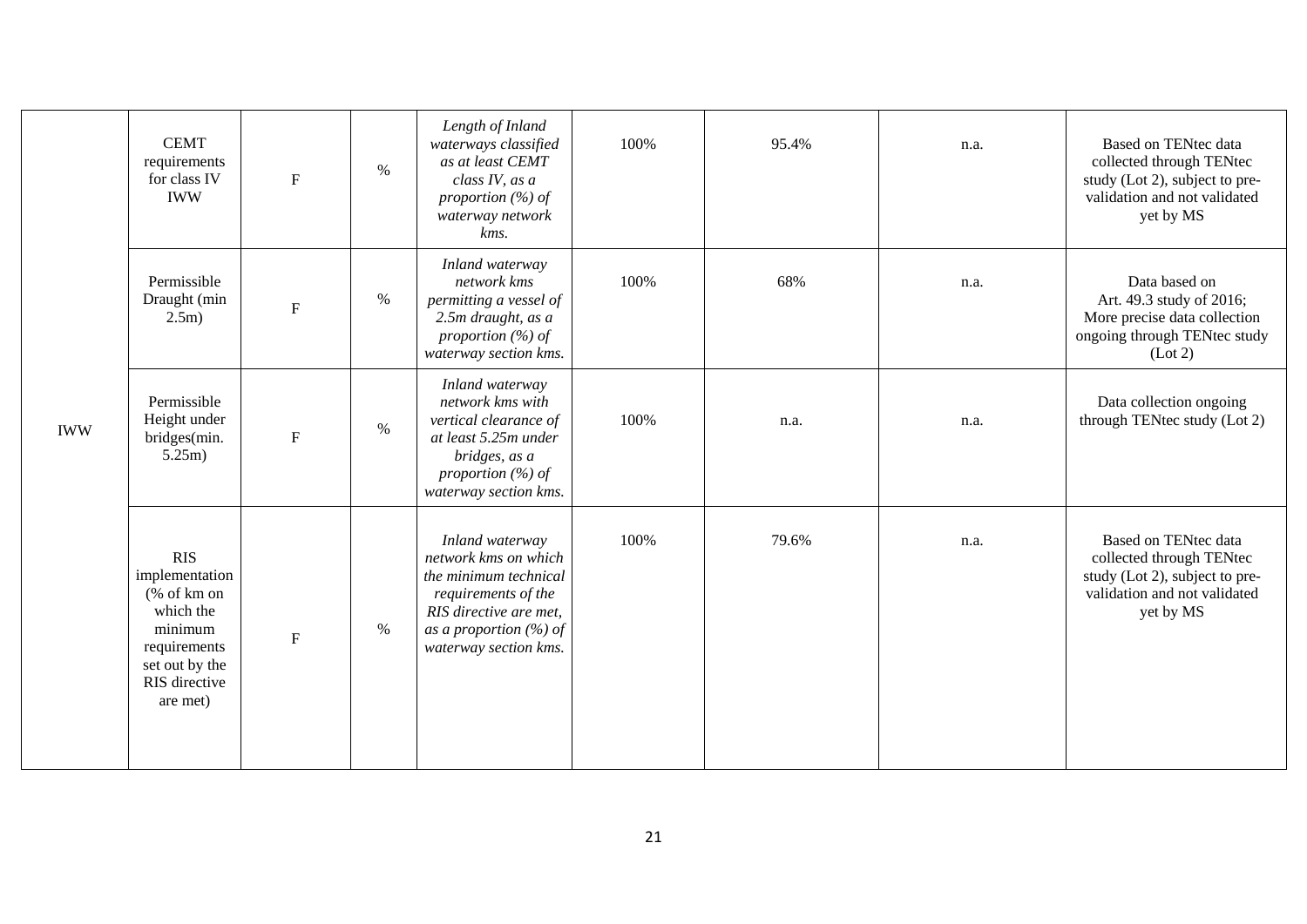| IWW | CEMT requirements for class IV IWW | F | % | *Length of Inland waterways classified as at least CEMT class IV, as a proportion (%) of waterway network kms.* | 100% | 95.4% | n.a. | Based on TENtec data collected through TENtec study (Lot 2), subject to pre-validation and not validated yet by MS |
|---|---|---|---|---|---|---|---|---|
| | Permissible Draught (min 2.5m) | F | % | *Inland waterway network kms permitting a vessel of 2.5m draught, as a proportion (%) of waterway section kms.* | 100% | 68% | n.a. | Data based on Art. 49.3 study of 2016; More precise data collection ongoing through TENtec study (Lot 2) |
| | Permissible Height under bridges(min. 5.25m) | F | % | *Inland waterway network kms with vertical clearance of at least 5.25m under bridges, as a proportion (%) of waterway section kms.* | 100% | n.a. | n.a. | Data collection ongoing through TENtec study (Lot 2) |
| | RIS implementation (% of km on which the minimum requirements set out by the RIS directive are met) | F | % | *Inland waterway network kms on which the minimum technical requirements of the RIS directive are met, as a proportion (%) of waterway section kms.* | 100% | 79.6% | n.a. | Based on TENtec data collected through TENtec study (Lot 2), subject to pre-validation and not validated yet by MS |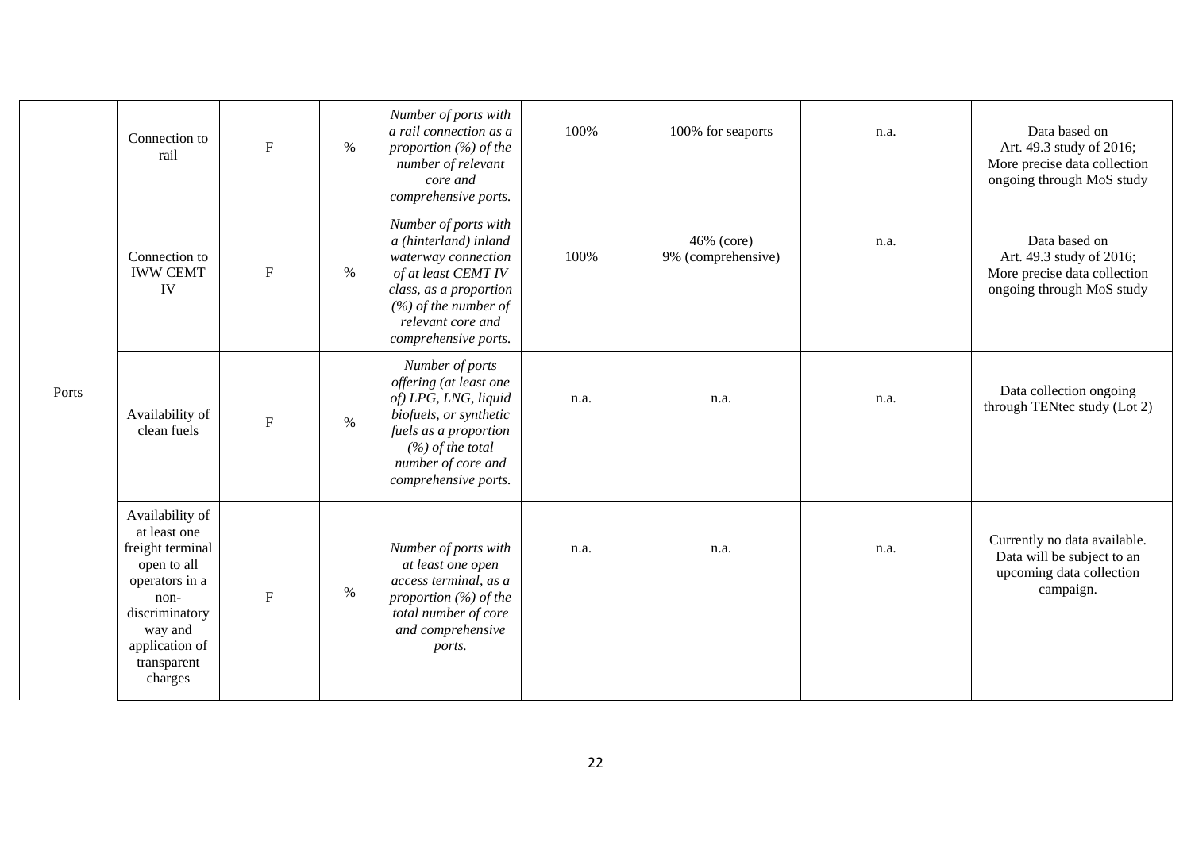| | | | | | | | | |
|---|---|---|---|---|---|---|---|---|
| Ports | Connection to rail | F | % | *Number of ports with a rail connection as a proportion (%) of the number of relevant core and comprehensive ports.* | 100% | 100% for seaports | n.a. | Data based on Art. 49.3 study of 2016; More precise data collection ongoing through MoS study |
| | Connection to IWW CEMT IV | F | % | *Number of ports with a (hinterland) inland waterway connection of at least CEMT IV class, as a proportion (%) of the number of relevant core and comprehensive ports.* | 100% | 46% (core) 9% (comprehensive) | n.a. | Data based on Art. 49.3 study of 2016; More precise data collection ongoing through MoS study |
| | Availability of clean fuels | F | % | *Number of ports offering (at least one of) LPG, LNG, liquid biofuels, or synthetic fuels as a proportion (%) of the total number of core and comprehensive ports.* | n.a. | n.a. | n.a. | Data collection ongoing through TENtec study (Lot 2) |
| | Availability of at least one freight terminal open to all operators in a non-discriminatory way and application of transparent charges | F | % | *Number of ports with at least one open access terminal, as a proportion (%) of the total number of core and comprehensive ports.* | n.a. | n.a. | n.a. | Currently no data available. Data will be subject to an upcoming data collection campaign. |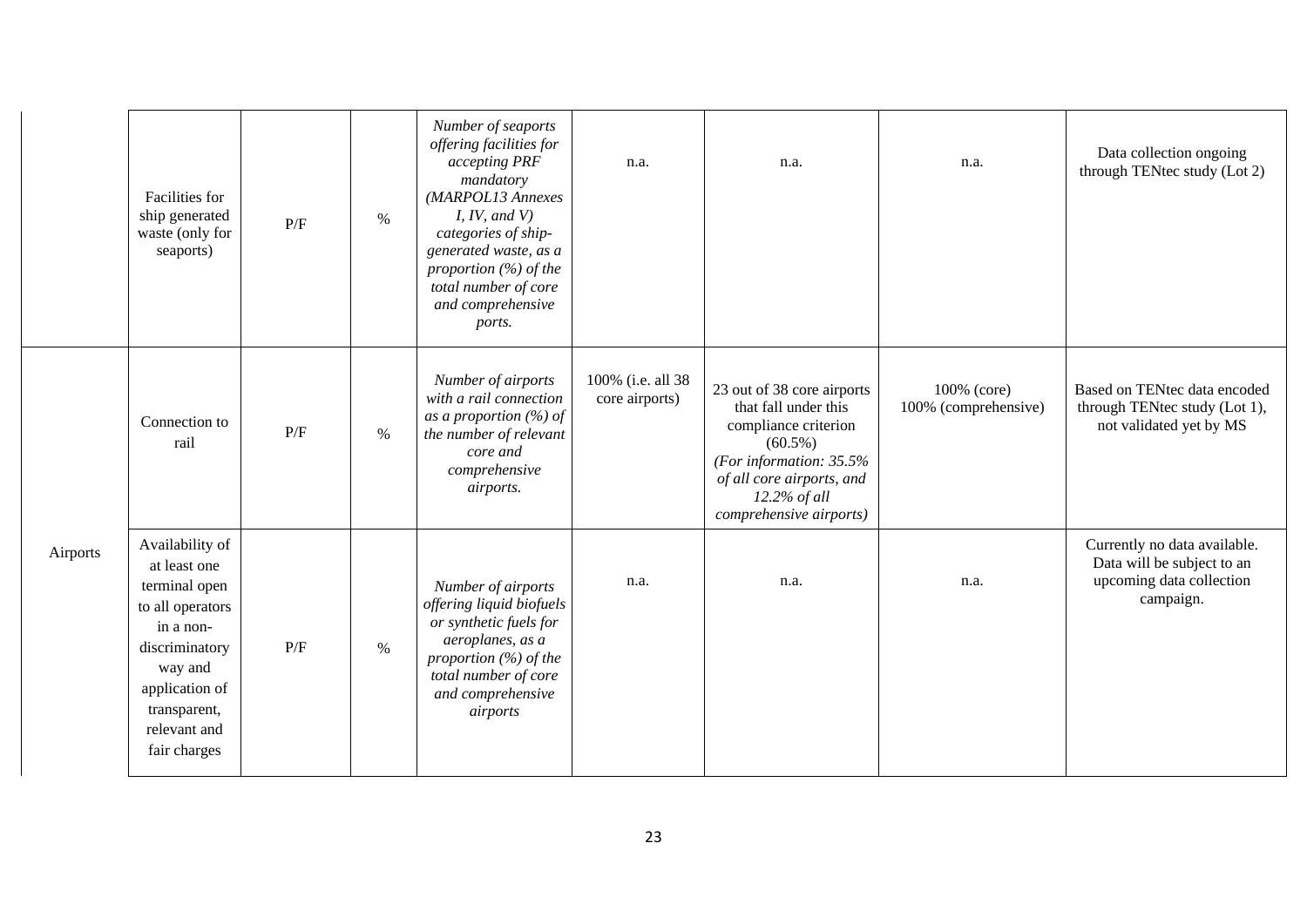| | | | | | | | | |
|---|---|---|---|---|---|---|---|---|
| | Facilities for ship generated waste (only for seaports) | P/F | % | *Number of seaports offering facilities for accepting PRF mandatory (MARPOL13 Annexes I, IV, and V) categories of ship-generated waste, as a proportion (%) of the total number of core and comprehensive ports.* | n.a. | n.a. | n.a. | Data collection ongoing through TENtec study (Lot 2) |
| Airports | Connection to rail | P/F | % | *Number of airports with a rail connection as a proportion (%) of the number of relevant core and comprehensive airports.* | 100% (i.e. all 38 core airports) | 23 out of 38 core airports that fall under this compliance criterion (60.5%) *(For information: 35.5% of all core airports, and 12.2% of all comprehensive airports)* | 100% (core) 100% (comprehensive) | Based on TENtec data encoded through TENtec study (Lot 1), not validated yet by MS |
| | Availability of at least one terminal open to all operators in a non-discriminatory way and application of transparent, relevant and fair charges | P/F | % | *Number of airports offering liquid biofuels or synthetic fuels for aeroplanes, as a proportion (%) of the total number of core and comprehensive airports* | n.a. | n.a. | n.a. | Currently no data available. Data will be subject to an upcoming data collection campaign. |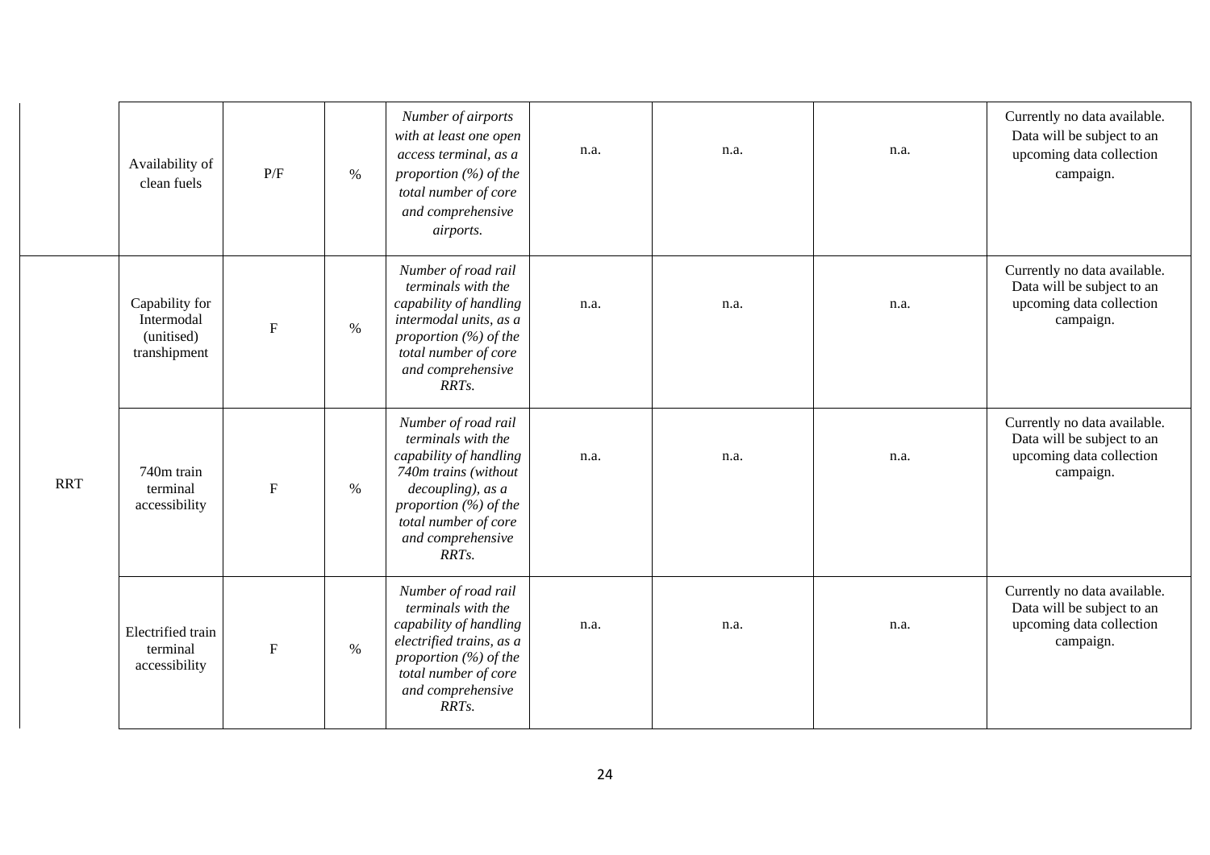| | | | | | | | | |
|---|---|---|---|---|---|---|---|---|
| | Availability of clean fuels | P/F | % | *Number of airports with at least one open access terminal, as a proportion (%) of the total number of core and comprehensive airports.* | n.a. | n.a. | n.a. | Currently no data available. Data will be subject to an upcoming data collection campaign. |
| RRT | Capability for Intermodal (unitised) transhipment | F | % | *Number of road rail terminals with the capability of handling intermodal units, as a proportion (%) of the total number of core and comprehensive RRTs.* | n.a. | n.a. | n.a. | Currently no data available. Data will be subject to an upcoming data collection campaign. |
| | 740m train terminal accessibility | F | % | *Number of road rail terminals with the capability of handling 740m trains (without decoupling), as a proportion (%) of the total number of core and comprehensive RRTs.* | n.a. | n.a. | n.a. | Currently no data available. Data will be subject to an upcoming data collection campaign. |
| | Electrified train terminal accessibility | F | % | *Number of road rail terminals with the capability of handling electrified trains, as a proportion (%) of the total number of core and comprehensive RRTs.* | n.a. | n.a. | n.a. | Currently no data available. Data will be subject to an upcoming data collection campaign. |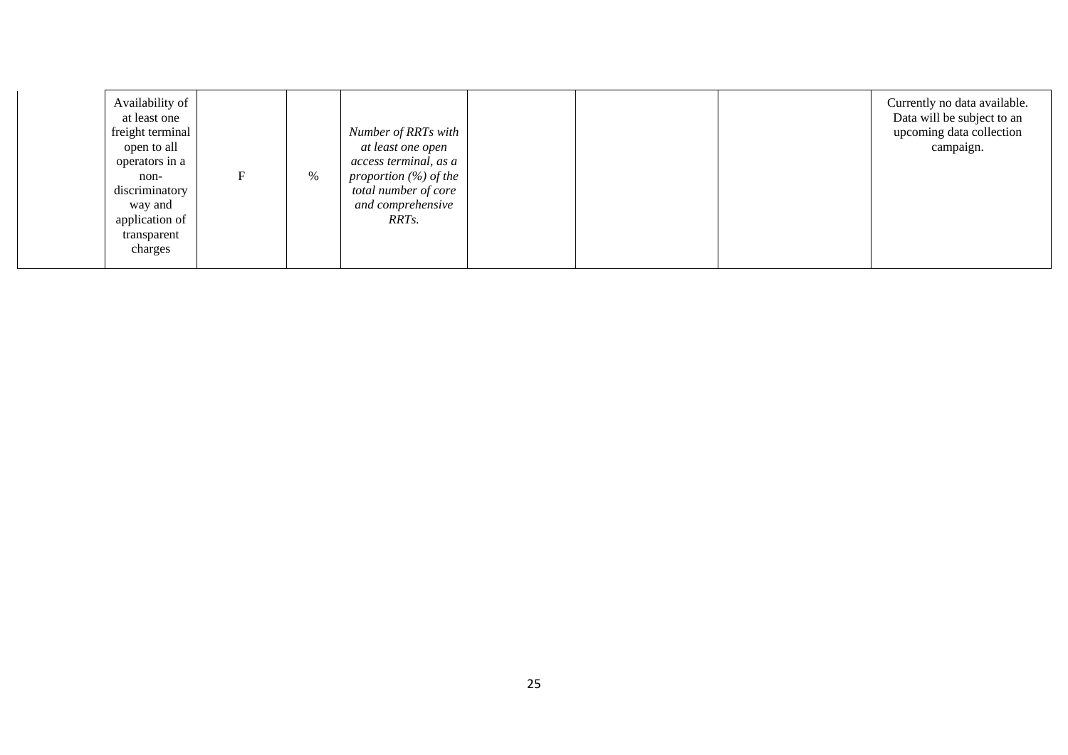| | | | | | | | | |
|---|---|---|---|---|---|---|---|---|
| | Availability of at least one freight terminal open to all operators in a non-discriminatory way and application of transparent charges | F | % | *Number of RRTs with at least one open access terminal, as a proportion (%) of the total number of core and comprehensive RRTs.* | | | | Currently no data available. Data will be subject to an upcoming data collection campaign. |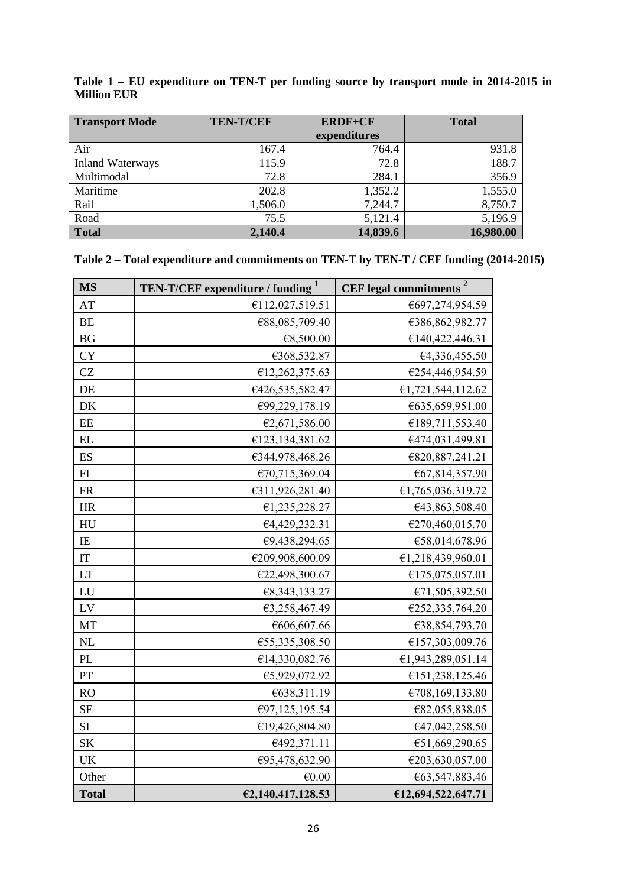**Table 1 – EU expenditure on TEN-T per funding source by transport mode in 2014-2015 in Million EUR**

| Transport Mode | TEN-T/CEF | ERDF+CF expenditures | Total |
|---|---|---|---|
| Air | 167.4 | 764.4 | 931.8 |
| Inland Waterways | 115.9 | 72.8 | 188.7 |
| Multimodal | 72.8 | 284.1 | 356.9 |
| Maritime | 202.8 | 1,352.2 | 1,555.0 |
| Rail | 1,506.0 | 7,244.7 | 8,750.7 |
| Road | 75.5 | 5,121.4 | 5,196.9 |
| **Total** | **2,140.4** | **14,839.6** | **16,980.00** |

**Table 2 – Total expenditure and commitments on TEN-T by TEN-T / CEF funding (2014-2015)**

| MS | TEN-T/CEF expenditure / funding [1] | CEF legal commitments [2] |
|---|---|---|
| AT | €112,027,519.51 | €697,274,954.59 |
| BE | €88,085,709.40 | €386,862,982.77 |
| BG | €8,500.00 | €140,422,446.31 |
| CY | €368,532.87 | €4,336,455.50 |
| CZ | €12,262,375.63 | €254,446,954.59 |
| DE | €426,535,582.47 | €1,721,544,112.62 |
| DK | €99,229,178.19 | €635,659,951.00 |
| EE | €2,671,586.00 | €189,711,553.40 |
| EL | €123,134,381.62 | €474,031,499.81 |
| ES | €344,978,468.26 | €820,887,241.21 |
| FI | €70,715,369.04 | €67,814,357.90 |
| FR | €311,926,281.40 | €1,765,036,319.72 |
| HR | €1,235,228.27 | €43,863,508.40 |
| HU | €4,429,232.31 | €270,460,015.70 |
| IE | €9,438,294.65 | €58,014,678.96 |
| IT | €209,908,600.09 | €1,218,439,960.01 |
| LT | €22,498,300.67 | €175,075,057.01 |
| LU | €8,343,133.27 | €71,505,392.50 |
| LV | €3,258,467.49 | €252,335,764.20 |
| MT | €606,607.66 | €38,854,793.70 |
| NL | €55,335,308.50 | €157,303,009.76 |
| PL | €14,330,082.76 | €1,943,289,051.14 |
| PT | €5,929,072.92 | €151,238,125.46 |
| RO | €638,311.19 | €708,169,133.80 |
| SE | €97,125,195.54 | €82,055,838.05 |
| SI | €19,426,804.80 | €47,042,258.50 |
| SK | €492,371.11 | €51,669,290.65 |
| UK | €95,478,632.90 | €203,630,057.00 |
| Other | €0.00 | €63,547,883.46 |
| **Total** | **€2,140,417,128.53** | **€12,694,522,647.71** |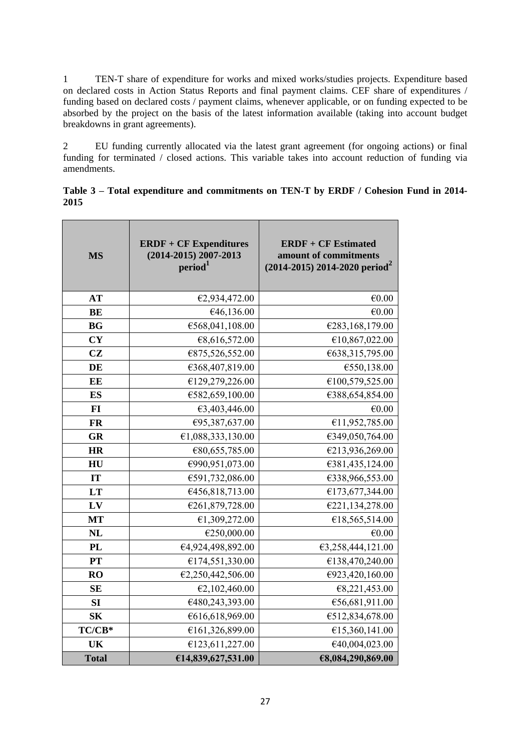1 TEN-T share of expenditure for works and mixed works/studies projects. Expenditure based on declared costs in Action Status Reports and final payment claims. CEF share of expenditures / funding based on declared costs / payment claims, whenever applicable, or on funding expected to be absorbed by the project on the basis of the latest information available (taking into account budget breakdowns in grant agreements).

2 EU funding currently allocated via the latest grant agreement (for ongoing actions) or final funding for terminated / closed actions. This variable takes into account reduction of funding via amendments.

**Table 3 – Total expenditure and commitments on TEN-T by ERDF / Cohesion Fund in 2014-2015**

| MS | ERDF + CF Expenditures (2014-2015) 2007-2013 period[1] | ERDF + CF Estimated amount of commitments (2014-2015) 2014-2020 period[2] |
|---|---|---|
| AT | €2,934,472.00 | €0.00 |
| BE | €46,136.00 | €0.00 |
| BG | €568,041,108.00 | €283,168,179.00 |
| CY | €8,616,572.00 | €10,867,022.00 |
| CZ | €875,526,552.00 | €638,315,795.00 |
| DE | €368,407,819.00 | €550,138.00 |
| EE | €129,279,226.00 | €100,579,525.00 |
| ES | €582,659,100.00 | €388,654,854.00 |
| FI | €3,403,446.00 | €0.00 |
| FR | €95,387,637.00 | €11,952,785.00 |
| GR | €1,088,333,130.00 | €349,050,764.00 |
| HR | €80,655,785.00 | €213,936,269.00 |
| HU | €990,951,073.00 | €381,435,124.00 |
| IT | €591,732,086.00 | €338,966,553.00 |
| LT | €456,818,713.00 | €173,677,344.00 |
| LV | €261,879,728.00 | €221,134,278.00 |
| MT | €1,309,272.00 | €18,565,514.00 |
| NL | €250,000.00 | €0.00 |
| PL | €4,924,498,892.00 | €3,258,444,121.00 |
| PT | €174,551,330.00 | €138,470,240.00 |
| RO | €2,250,442,506.00 | €923,420,160.00 |
| SE | €2,102,460.00 | €8,221,453.00 |
| SI | €480,243,393.00 | €56,681,911.00 |
| SK | €616,618,969.00 | €512,834,678.00 |
| TC/CB* | €161,326,899.00 | €15,360,141.00 |
| UK | €123,611,227.00 | €40,004,023.00 |
| **Total** | **€14,839,627,531.00** | **€8,084,290,869.00** |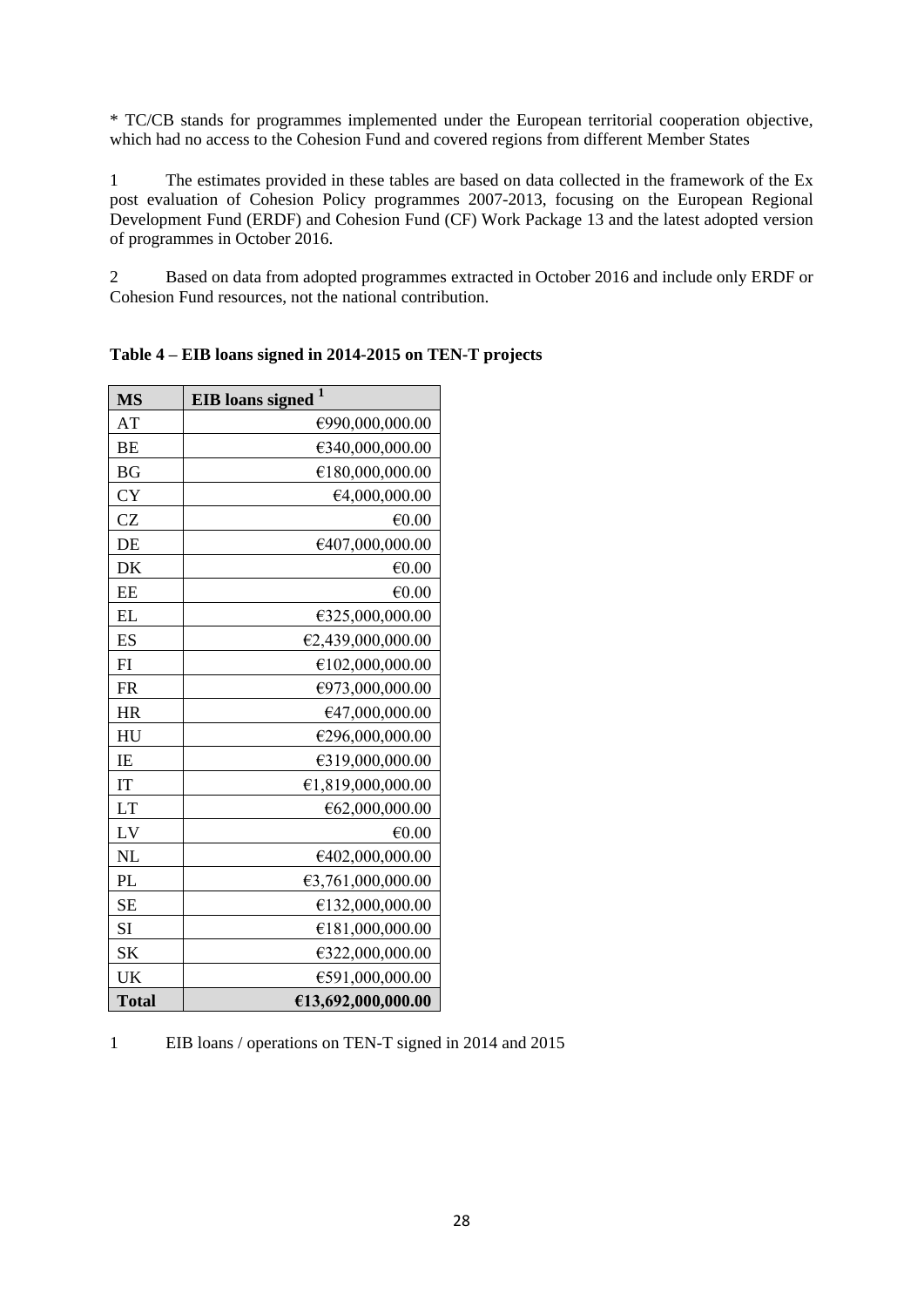* TC/CB stands for programmes implemented under the European territorial cooperation objective, which had no access to the Cohesion Fund and covered regions from different Member States

1 The estimates provided in these tables are based on data collected in the framework of the Ex post evaluation of Cohesion Policy programmes 2007-2013, focusing on the European Regional Development Fund (ERDF) and Cohesion Fund (CF) Work Package 13 and the latest adopted version of programmes in October 2016.

2 Based on data from adopted programmes extracted in October 2016 and include only ERDF or Cohesion Fund resources, not the national contribution.

**Table 4 – EIB loans signed in 2014-2015 on TEN-T projects**

| MS | EIB loans signed [1] |
|---|---|
| AT | €990,000,000.00 |
| BE | €340,000,000.00 |
| BG | €180,000,000.00 |
| CY | €4,000,000.00 |
| CZ | €0.00 |
| DE | €407,000,000.00 |
| DK | €0.00 |
| EE | €0.00 |
| EL | €325,000,000.00 |
| ES | €2,439,000,000.00 |
| FI | €102,000,000.00 |
| FR | €973,000,000.00 |
| HR | €47,000,000.00 |
| HU | €296,000,000.00 |
| IE | €319,000,000.00 |
| IT | €1,819,000,000.00 |
| LT | €62,000,000.00 |
| LV | €0.00 |
| NL | €402,000,000.00 |
| PL | €3,761,000,000.00 |
| SE | €132,000,000.00 |
| SI | €181,000,000.00 |
| SK | €322,000,000.00 |
| UK | €591,000,000.00 |
| **Total** | **€13,692,000,000.00** |

1 EIB loans / operations on TEN-T signed in 2014 and 2015